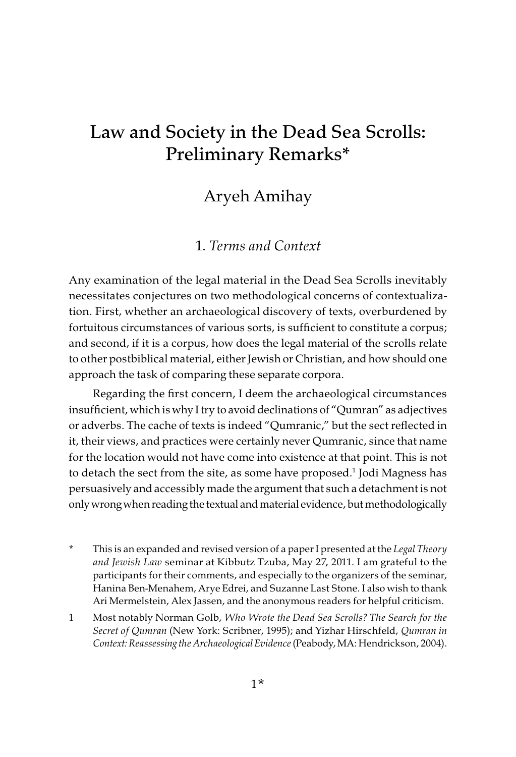# Law and Society in the Dead Sea Scrolls: Preliminary Remarks*

Aryeh Amihay

## 1. *Terms and Context*

Any examination of the legal material in the Dead Sea Scrolls inevitably necessitates conjectures on two methodological concerns of contextualization. First, whether an archaeological discovery of texts, overburdened by fortuitous circumstances of various sorts, is sufficient to constitute a corpus; and second, if it is a corpus, how does the legal material of the scrolls relate to other postbiblical material, either Jewish or Christian, and how should one approach the task of comparing these separate corpora.

Regarding the first concern, I deem the archaeological circumstances insufficient, which is why I try to avoid declinations of "Qumran" as adjectives or adverbs. The cache of texts is indeed "Qumranic," but the sect reflected in it, their views, and practices were certainly never Qumranic, since that name for the location would not have come into existence at that point. This is not to detach the sect from the site, as some have proposed.[1] Jodi Magness has persuasively and accessibly made the argument that such a detachment is not only wrong when reading the textual and material evidence, but methodologically

---

\* This is an expanded and revised version of a paper I presented at the *Legal Theory and Jewish Law* seminar at Kibbutz Tzuba, May 27, 2011. I am grateful to the participants for their comments, and especially to the organizers of the seminar, Hanina Ben-Menahem, Arye Edrei, and Suzanne Last Stone. I also wish to thank Ari Mermelstein, Alex Jassen, and the anonymous readers for helpful criticism.

1 Most notably Norman Golb, *Who Wrote the Dead Sea Scrolls? The Search for the Secret of Qumran* (New York: Scribner, 1995); and Yizhar Hirschfeld, *Qumran in Context: Reassessing the Archaeological Evidence* (Peabody, MA: Hendrickson, 2004).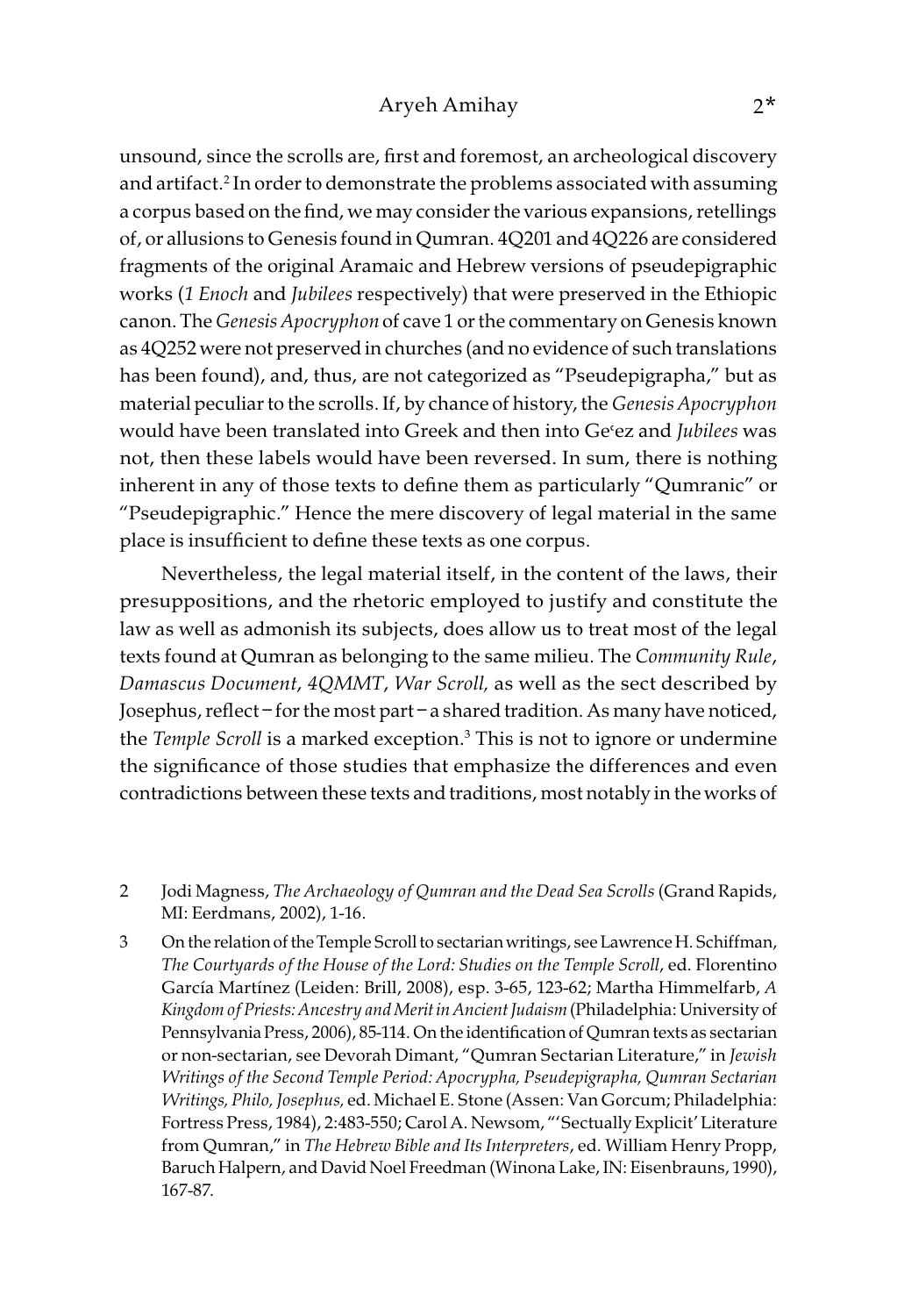unsound, since the scrolls are, first and foremost, an archeological discovery and artifact.[2] In order to demonstrate the problems associated with assuming a corpus based on the find, we may consider the various expansions, retellings of, or allusions to Genesis found in Qumran. 4Q201 and 4Q226 are considered fragments of the original Aramaic and Hebrew versions of pseudepigraphic works (*1 Enoch* and *Jubilees* respectively) that were preserved in the Ethiopic canon. The *Genesis Apocryphon* of cave 1 or the commentary on Genesis known as 4Q252 were not preserved in churches (and no evidence of such translations has been found), and, thus, are not categorized as "Pseudepigrapha," but as material peculiar to the scrolls. If, by chance of history, the *Genesis Apocryphon* would have been translated into Greek and then into Geʿez and *Jubilees* was not, then these labels would have been reversed. In sum, there is nothing inherent in any of those texts to define them as particularly "Qumranic" or "Pseudepigraphic." Hence the mere discovery of legal material in the same place is insufficient to define these texts as one corpus.

Nevertheless, the legal material itself, in the content of the laws, their presuppositions, and the rhetoric employed to justify and constitute the law as well as admonish its subjects, does allow us to treat most of the legal texts found at Qumran as belonging to the same milieu. The *Community Rule*, *Damascus Document*, *4QMMT*, *War Scroll,* as well as the sect described by Josephus, reflect – for the most part – a shared tradition. As many have noticed, the *Temple Scroll* is a marked exception.[3] This is not to ignore or undermine the significance of those studies that emphasize the differences and even contradictions between these texts and traditions, most notably in the works of

2 Jodi Magness, *The Archaeology of Qumran and the Dead Sea Scrolls* (Grand Rapids, MI: Eerdmans, 2002), 1-16.

3 On the relation of the Temple Scroll to sectarian writings, see Lawrence H. Schiffman, *The Courtyards of the House of the Lord: Studies on the Temple Scroll*, ed. Florentino García Martínez (Leiden: Brill, 2008), esp. 3-65, 123-62; Martha Himmelfarb, *A Kingdom of Priests: Ancestry and Merit in Ancient Judaism* (Philadelphia: University of Pennsylvania Press, 2006), 85-114. On the identification of Qumran texts as sectarian or non-sectarian, see Devorah Dimant, "Qumran Sectarian Literature," in *Jewish Writings of the Second Temple Period: Apocrypha, Pseudepigrapha, Qumran Sectarian Writings, Philo, Josephus,* ed. Michael E. Stone (Assen: Van Gorcum; Philadelphia: Fortress Press, 1984), 2:483-550; Carol A. Newsom, "'Sectually Explicit' Literature from Qumran," in *The Hebrew Bible and Its Interpreters*, ed. William Henry Propp, Baruch Halpern, and David Noel Freedman (Winona Lake, IN: Eisenbrauns, 1990), 167-87.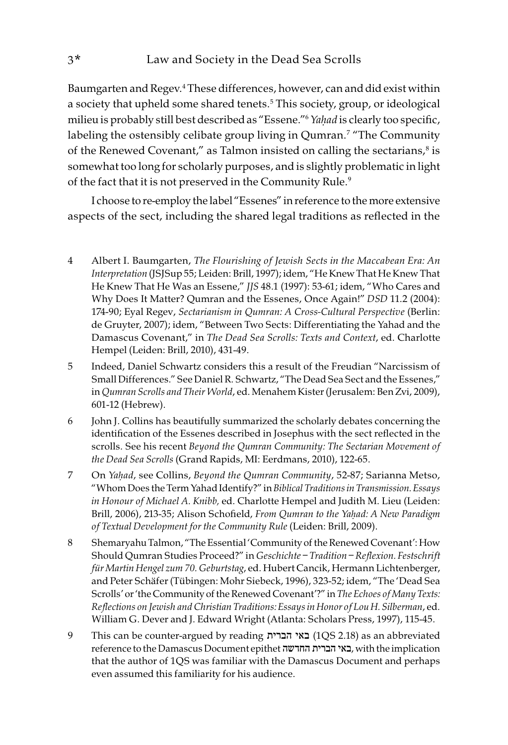Baumgarten and Regev.[4] These differences, however, can and did exist within a society that upheld some shared tenets.[5] This society, group, or ideological milieu is probably still best described as "Essene."[6] *Yaḥad* is clearly too specific, labeling the ostensibly celibate group living in Qumran.[7] "The Community of the Renewed Covenant," as Talmon insisted on calling the sectarians,[8] is somewhat too long for scholarly purposes, and is slightly problematic in light of the fact that it is not preserved in the Community Rule.[9]

I choose to re-employ the label "Essenes" in reference to the more extensive aspects of the sect, including the shared legal traditions as reflected in the

4 Albert I. Baumgarten, *The Flourishing of Jewish Sects in the Maccabean Era: An Interpretation* (JSJSup 55; Leiden: Brill, 1997); idem, "He Knew That He Knew That He Knew That He Was an Essene," *JJS* 48.1 (1997): 53-61; idem, "Who Cares and Why Does It Matter? Qumran and the Essenes, Once Again!" *DSD* 11.2 (2004): 174-90; Eyal Regev, *Sectarianism in Qumran: A Cross-Cultural Perspective* (Berlin: de Gruyter, 2007); idem, "Between Two Sects: Differentiating the Yahad and the Damascus Covenant," in *The Dead Sea Scrolls: Texts and Context*, ed. Charlotte Hempel (Leiden: Brill, 2010), 431-49.

5 Indeed, Daniel Schwartz considers this a result of the Freudian "Narcissism of Small Differences." See Daniel R. Schwartz, "The Dead Sea Sect and the Essenes," in *Qumran Scrolls and Their World*, ed. Menahem Kister (Jerusalem: Ben Zvi, 2009), 601-12 (Hebrew).

6 John J. Collins has beautifully summarized the scholarly debates concerning the identification of the Essenes described in Josephus with the sect reflected in the scrolls. See his recent *Beyond the Qumran Community: The Sectarian Movement of the Dead Sea Scrolls* (Grand Rapids, MI: Eerdmans, 2010), 122-65.

7 On *Yaḥad*, see Collins, *Beyond the Qumran Community*, 52-87; Sarianna Metso, "Whom Does the Term Yahad Identify?" in *Biblical Traditions in Transmission. Essays in Honour of Michael A. Knibb,* ed. Charlotte Hempel and Judith M. Lieu (Leiden: Brill, 2006), 213-35; Alison Schofield, *From Qumran to the Yaḥad: A New Paradigm of Textual Development for the Community Rule* (Leiden: Brill, 2009).

8 Shemaryahu Talmon, "The Essential 'Community of the Renewed Covenant': How Should Qumran Studies Proceed?" in *Geschichte – Tradition – Reflexion. Festschrift für Martin Hengel zum 70. Geburtstag*, ed. Hubert Cancik, Hermann Lichtenberger, and Peter Schäfer (Tübingen: Mohr Siebeck, 1996), 323-52; idem, "The 'Dead Sea Scrolls' or 'the Community of the Renewed Covenant'?" in *The Echoes of Many Texts: Reflections on Jewish and Christian Traditions: Essays in Honor of Lou H. Silberman*, ed. William G. Dever and J. Edward Wright (Atlanta: Scholars Press, 1997), 115-45.

9 This can be counter-argued by reading באי הברית (1QS 2.18) as an abbreviated reference to the Damascus Document epithet באי הברית החדשה, with the implication that the author of 1QS was familiar with the Damascus Document and perhaps even assumed this familiarity for his audience.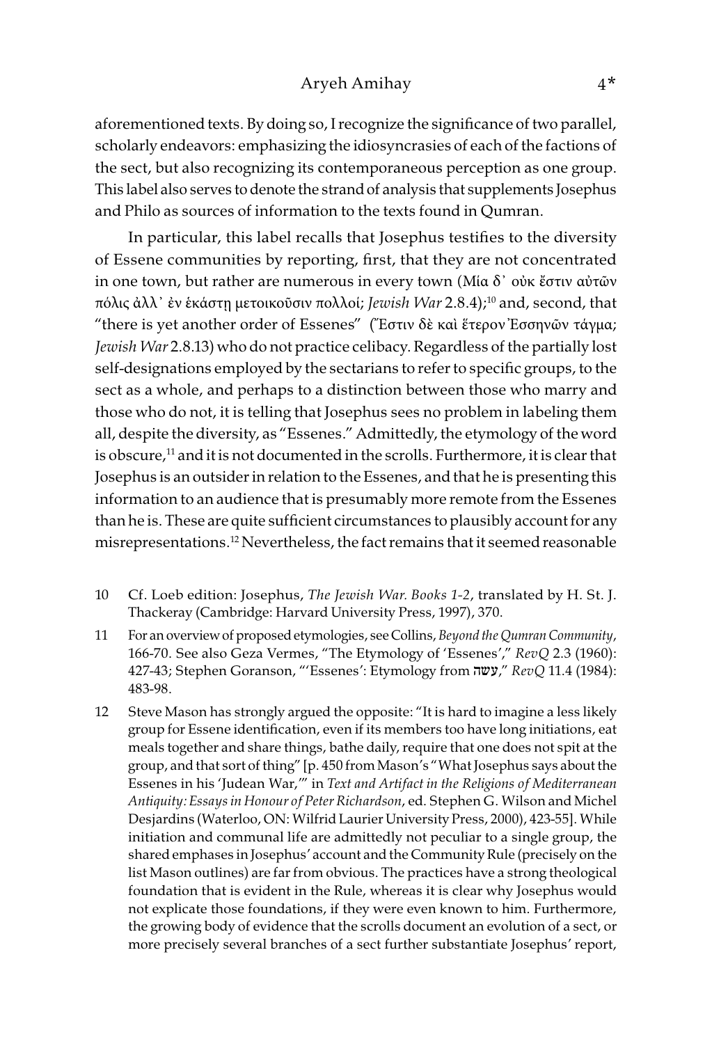aforementioned texts. By doing so, I recognize the significance of two parallel, scholarly endeavors: emphasizing the idiosyncrasies of each of the factions of the sect, but also recognizing its contemporaneous perception as one group. This label also serves to denote the strand of analysis that supplements Josephus and Philo as sources of information to the texts found in Qumran.

In particular, this label recalls that Josephus testifies to the diversity of Essene communities by reporting, first, that they are not concentrated in one town, but rather are numerous in every town (Μία δ᾽ οὐκ ἔστιν αὐτῶν πόλις ἀλλ᾽ ἐν ἑκάστῃ μετοικοῦσιν πολλοί; *Jewish War* 2.8.4);[10] and, second, that "there is yet another order of Essenes" (Ἔστιν δὲ καὶ ἕτερον Ἐσσηνῶν τάγμα; *Jewish War* 2.8.13) who do not practice celibacy. Regardless of the partially lost self-designations employed by the sectarians to refer to specific groups, to the sect as a whole, and perhaps to a distinction between those who marry and those who do not, it is telling that Josephus sees no problem in labeling them all, despite the diversity, as "Essenes." Admittedly, the etymology of the word is obscure,[11] and it is not documented in the scrolls. Furthermore, it is clear that Josephus is an outsider in relation to the Essenes, and that he is presenting this information to an audience that is presumably more remote from the Essenes than he is. These are quite sufficient circumstances to plausibly account for any misrepresentations.[12] Nevertheless, the fact remains that it seemed reasonable

10 Cf. Loeb edition: Josephus, *The Jewish War. Books 1-2*, translated by H. St. J. Thackeray (Cambridge: Harvard University Press, 1997), 370.

11 For an overview of proposed etymologies, see Collins, *Beyond the Qumran Community*, 166-70. See also Geza Vermes, "The Etymology of 'Essenes'," *RevQ* 2.3 (1960): 427-43; Stephen Goranson, "'Essenes': Etymology from עשה," *RevQ* 11.4 (1984): 483-98.

12 Steve Mason has strongly argued the opposite: "It is hard to imagine a less likely group for Essene identification, even if its members too have long initiations, eat meals together and share things, bathe daily, require that one does not spit at the group, and that sort of thing" [p. 450 from Mason's "What Josephus says about the Essenes in his 'Judean War,'" in *Text and Artifact in the Religions of Mediterranean Antiquity: Essays in Honour of Peter Richardson*, ed. Stephen G. Wilson and Michel Desjardins (Waterloo, ON: Wilfrid Laurier University Press, 2000), 423-55]. While initiation and communal life are admittedly not peculiar to a single group, the shared emphases in Josephus' account and the Community Rule (precisely on the list Mason outlines) are far from obvious. The practices have a strong theological foundation that is evident in the Rule, whereas it is clear why Josephus would not explicate those foundations, if they were even known to him. Furthermore, the growing body of evidence that the scrolls document an evolution of a sect, or more precisely several branches of a sect further substantiate Josephus' report,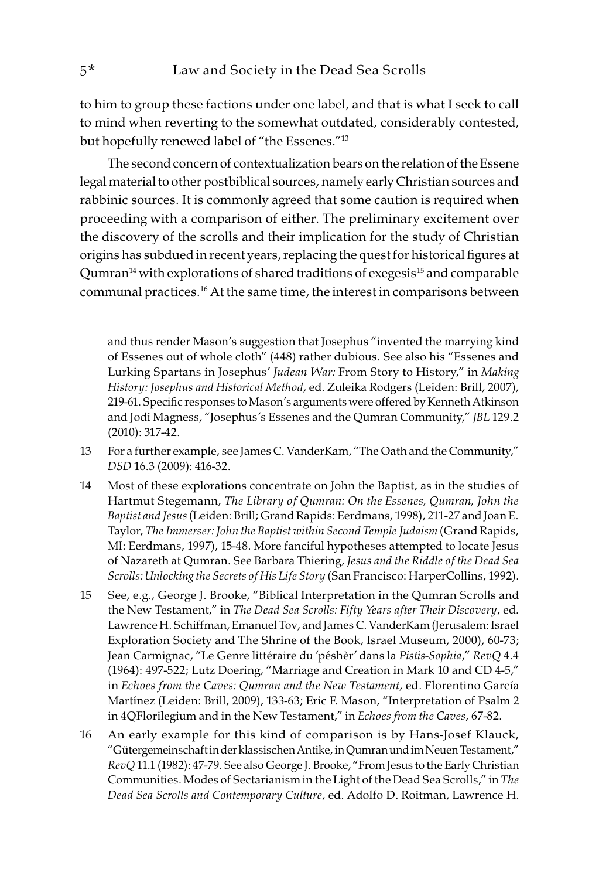to him to group these factions under one label, and that is what I seek to call to mind when reverting to the somewhat outdated, considerably contested, but hopefully renewed label of "the Essenes."[13]

The second concern of contextualization bears on the relation of the Essene legal material to other postbiblical sources, namely early Christian sources and rabbinic sources. It is commonly agreed that some caution is required when proceeding with a comparison of either. The preliminary excitement over the discovery of the scrolls and their implication for the study of Christian origins has subdued in recent years, replacing the quest for historical figures at Qumran[14] with explorations of shared traditions of exegesis[15] and comparable communal practices.[16] At the same time, the interest in comparisons between

---

and thus render Mason's suggestion that Josephus "invented the marrying kind of Essenes out of whole cloth" (448) rather dubious. See also his "Essenes and Lurking Spartans in Josephus' *Judean War:* From Story to History," in *Making History: Josephus and Historical Method*, ed. Zuleika Rodgers (Leiden: Brill, 2007), 219-61. Specific responses to Mason's arguments were offered by Kenneth Atkinson and Jodi Magness, "Josephus's Essenes and the Qumran Community," *JBL* 129.2 (2010): 317-42.

13 For a further example, see James C. VanderKam, "The Oath and the Community," *DSD* 16.3 (2009): 416-32.

14 Most of these explorations concentrate on John the Baptist, as in the studies of Hartmut Stegemann, *The Library of Qumran: On the Essenes, Qumran, John the Baptist and Jesus* (Leiden: Brill; Grand Rapids: Eerdmans, 1998), 211-27 and Joan E. Taylor, *The Immerser: John the Baptist within Second Temple Judaism* (Grand Rapids, MI: Eerdmans, 1997), 15-48. More fanciful hypotheses attempted to locate Jesus of Nazareth at Qumran. See Barbara Thiering, *Jesus and the Riddle of the Dead Sea Scrolls: Unlocking the Secrets of His Life Story* (San Francisco: HarperCollins, 1992).

15 See, e.g., George J. Brooke, "Biblical Interpretation in the Qumran Scrolls and the New Testament," in *The Dead Sea Scrolls: Fifty Years after Their Discovery*, ed. Lawrence H. Schiffman, Emanuel Tov, and James C. VanderKam (Jerusalem: Israel Exploration Society and The Shrine of the Book, Israel Museum, 2000), 60-73; Jean Carmignac, "Le Genre littéraire du 'péshèr' dans la *Pistis-Sophia*," *RevQ* 4.4 (1964): 497-522; Lutz Doering, "Marriage and Creation in Mark 10 and CD 4-5," in *Echoes from the Caves: Qumran and the New Testament*, ed. Florentino García Martínez (Leiden: Brill, 2009), 133-63; Eric F. Mason, "Interpretation of Psalm 2 in 4QFlorilegium and in the New Testament," in *Echoes from the Caves*, 67-82.

16 An early example for this kind of comparison is by Hans-Josef Klauck, "Gütergemeinschaft in der klassischen Antike, in Qumran und im Neuen Testament," *RevQ* 11.1 (1982): 47-79. See also George J. Brooke, "From Jesus to the Early Christian Communities. Modes of Sectarianism in the Light of the Dead Sea Scrolls," in *The Dead Sea Scrolls and Contemporary Culture*, ed. Adolfo D. Roitman, Lawrence H.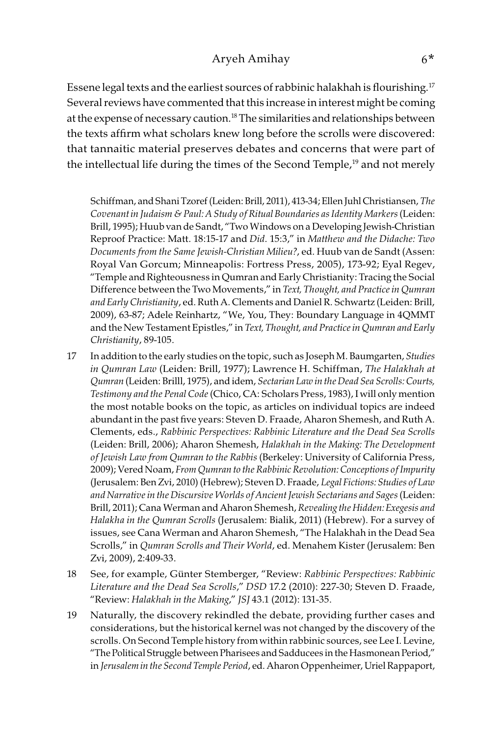Essene legal texts and the earliest sources of rabbinic halakhah is flourishing.[17] Several reviews have commented that this increase in interest might be coming at the expense of necessary caution.[18] The similarities and relationships between the texts affirm what scholars knew long before the scrolls were discovered: that tannaitic material preserves debates and concerns that were part of the intellectual life during the times of the Second Temple,[19] and not merely

Schiffman, and Shani Tzoref (Leiden: Brill, 2011), 413-34; Ellen Juhl Christiansen, *The Covenant in Judaism & Paul: A Study of Ritual Boundaries as Identity Markers* (Leiden: Brill, 1995); Huub van de Sandt, "Two Windows on a Developing Jewish-Christian Reproof Practice: Matt. 18:15-17 and *Did*. 15:3," in *Matthew and the Didache: Two Documents from the Same Jewish-Christian Milieu?*, ed. Huub van de Sandt (Assen: Royal Van Gorcum; Minneapolis: Fortress Press, 2005), 173-92; Eyal Regev, "Temple and Righteousness in Qumran and Early Christianity: Tracing the Social Difference between the Two Movements," in *Text, Thought, and Practice in Qumran and Early Christianity*, ed. Ruth A. Clements and Daniel R. Schwartz (Leiden: Brill, 2009), 63-87; Adele Reinhartz, "We, You, They: Boundary Language in 4QMMT and the New Testament Epistles," in *Text, Thought, and Practice in Qumran and Early Christianity*, 89-105.

17 In addition to the early studies on the topic, such as Joseph M. Baumgarten, *Studies in Qumran Law* (Leiden: Brill, 1977); Lawrence H. Schiffman, *The Halakhah at Qumran* (Leiden: Brilll, 1975), and idem, *Sectarian Law in the Dead Sea Scrolls: Courts, Testimony and the Penal Code* (Chico, CA: Scholars Press, 1983), I will only mention the most notable books on the topic, as articles on individual topics are indeed abundant in the past five years: Steven D. Fraade, Aharon Shemesh, and Ruth A. Clements, eds., *Rabbinic Perspectives: Rabbinic Literature and the Dead Sea Scrolls* (Leiden: Brill, 2006); Aharon Shemesh, *Halakhah in the Making: The Development of Jewish Law from Qumran to the Rabbis* (Berkeley: University of California Press, 2009); Vered Noam, *From Qumran to the Rabbinic Revolution: Conceptions of Impurity* (Jerusalem: Ben Zvi, 2010) (Hebrew); Steven D. Fraade, *Legal Fictions: Studies of Law and Narrative in the Discursive Worlds of Ancient Jewish Sectarians and Sages* (Leiden: Brill, 2011); Cana Werman and Aharon Shemesh, *Revealing the Hidden: Exegesis and Halakha in the Qumran Scrolls* (Jerusalem: Bialik, 2011) (Hebrew). For a survey of issues, see Cana Werman and Aharon Shemesh, "The Halakhah in the Dead Sea Scrolls," in *Qumran Scrolls and Their World*, ed. Menahem Kister (Jerusalem: Ben Zvi, 2009), 2:409-33.

18 See, for example, Günter Stemberger, "Review: *Rabbinic Perspectives: Rabbinic Literature and the Dead Sea Scrolls*," *DSD* 17.2 (2010): 227-30; Steven D. Fraade, "Review: *Halakhah in the Making*," *JSJ* 43.1 (2012): 131-35.

19 Naturally, the discovery rekindled the debate, providing further cases and considerations, but the historical kernel was not changed by the discovery of the scrolls. On Second Temple history from within rabbinic sources, see Lee I. Levine, "The Political Struggle between Pharisees and Sadducees in the Hasmonean Period," in *Jerusalem in the Second Temple Period*, ed. Aharon Oppenheimer, Uriel Rappaport,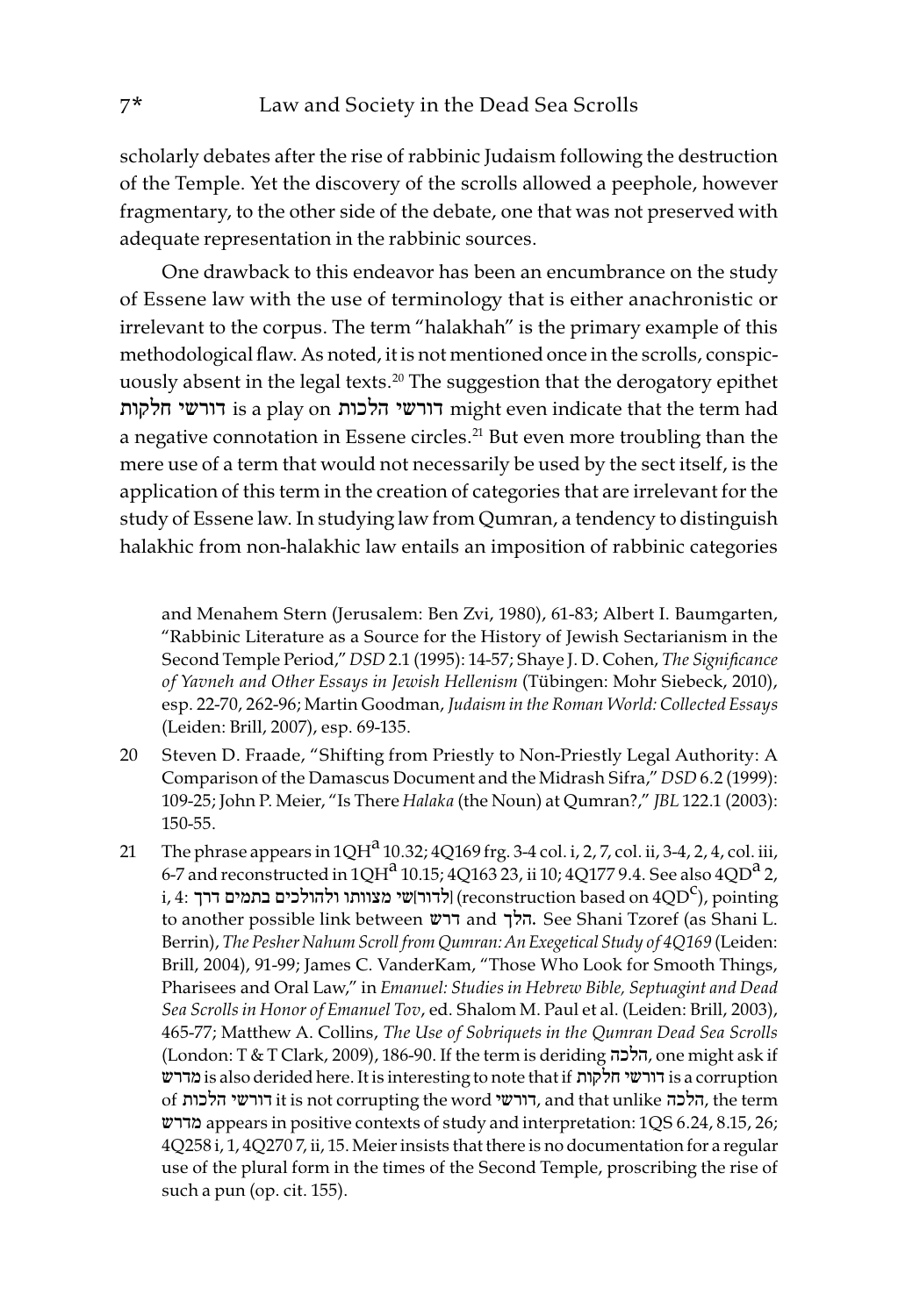scholarly debates after the rise of rabbinic Judaism following the destruction of the Temple. Yet the discovery of the scrolls allowed a peephole, however fragmentary, to the other side of the debate, one that was not preserved with adequate representation in the rabbinic sources.

One drawback to this endeavor has been an encumbrance on the study of Essene law with the use of terminology that is either anachronistic or irrelevant to the corpus. The term "halakhah" is the primary example of this methodological flaw. As noted, it is not mentioned once in the scrolls, conspicuously absent in the legal texts.[20] The suggestion that the derogatory epithet דורשי חלקות is a play on דורשי הלכות might even indicate that the term had a negative connotation in Essene circles.[21] But even more troubling than the mere use of a term that would not necessarily be used by the sect itself, is the application of this term in the creation of categories that are irrelevant for the study of Essene law. In studying law from Qumran, a tendency to distinguish halakhic from non-halakhic law entails an imposition of rabbinic categories

and Menahem Stern (Jerusalem: Ben Zvi, 1980), 61-83; Albert I. Baumgarten, "Rabbinic Literature as a Source for the History of Jewish Sectarianism in the Second Temple Period," *DSD* 2.1 (1995): 14-57; Shaye J. D. Cohen, *The Significance of Yavneh and Other Essays in Jewish Hellenism* (Tübingen: Mohr Siebeck, 2010), esp. 22-70, 262-96; Martin Goodman, *Judaism in the Roman World: Collected Essays* (Leiden: Brill, 2007), esp. 69-135.

20 Steven D. Fraade, "Shifting from Priestly to Non-Priestly Legal Authority: A Comparison of the Damascus Document and the Midrash Sifra," *DSD* 6.2 (1999): 109-25; John P. Meier, "Is There *Halaka* (the Noun) at Qumran?," *JBL* 122.1 (2003): 150-55.

21 The phrase appears in 1QH[a] 10.32; 4Q169 frg. 3-4 col. i, 2, 7, col. ii, 3-4, 2, 4, col. iii, 6-7 and reconstructed in 1QH[a] 10.15; 4Q163 23, ii 10; 4Q177 9.4. See also 4QD[a] 2, i, 4: [לדור]שי מצוותו ולהולכים בתמים דרך (reconstruction based on 4QD[c]), pointing to another possible link between דרש and הלך. See Shani Tzoref (as Shani L. Berrin), *The Pesher Nahum Scroll from Qumran: An Exegetical Study of 4Q169* (Leiden: Brill, 2004), 91-99; James C. VanderKam, "Those Who Look for Smooth Things, Pharisees and Oral Law," in *Emanuel: Studies in Hebrew Bible, Septuagint and Dead Sea Scrolls in Honor of Emanuel Tov*, ed. Shalom M. Paul et al. (Leiden: Brill, 2003), 465-77; Matthew A. Collins, *The Use of Sobriquets in the Qumran Dead Sea Scrolls* (London: T & T Clark, 2009), 186-90. If the term is deriding הלכה, one might ask if מדרש is also derided here. It is interesting to note that if דורשי חלקות is a corruption of דורשי הלכות it is not corrupting the word דורשי, and that unlike הלכה, the term מדרש appears in positive contexts of study and interpretation: 1QS 6.24, 8.15, 26; 4Q258 i, 1, 4Q270 7, ii, 15. Meier insists that there is no documentation for a regular use of the plural form in the times of the Second Temple, proscribing the rise of such a pun (op. cit. 155).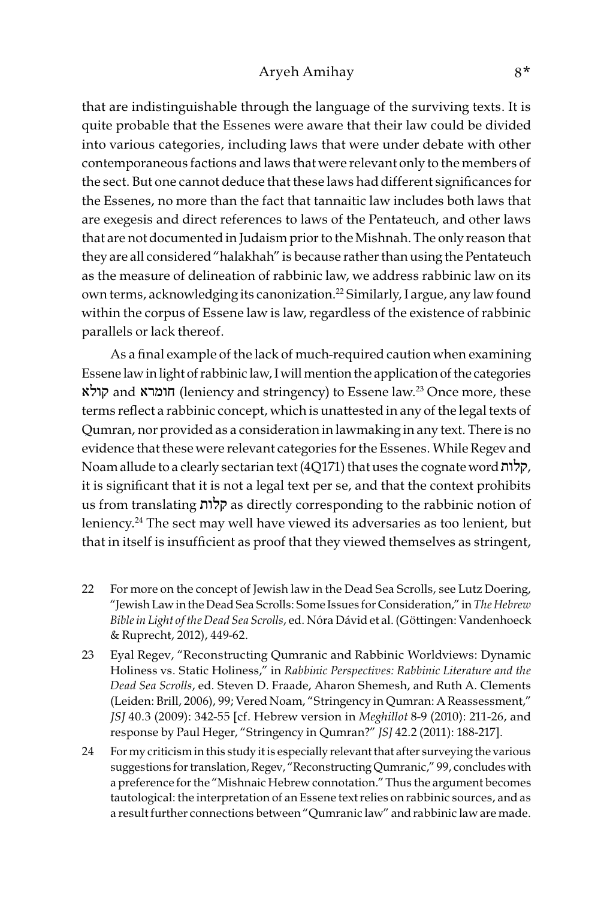that are indistinguishable through the language of the surviving texts. It is quite probable that the Essenes were aware that their law could be divided into various categories, including laws that were under debate with other contemporaneous factions and laws that were relevant only to the members of the sect. But one cannot deduce that these laws had different significances for the Essenes, no more than the fact that tannaitic law includes both laws that are exegesis and direct references to laws of the Pentateuch, and other laws that are not documented in Judaism prior to the Mishnah. The only reason that they are all considered "halakhah" is because rather than using the Pentateuch as the measure of delineation of rabbinic law, we address rabbinic law on its own terms, acknowledging its canonization.[22] Similarly, I argue, any law found within the corpus of Essene law is law, regardless of the existence of rabbinic parallels or lack thereof.

As a final example of the lack of much-required caution when examining Essene law in light of rabbinic law, I will mention the application of the categories קולא and חומרא (leniency and stringency) to Essene law.[23] Once more, these terms reflect a rabbinic concept, which is unattested in any of the legal texts of Qumran, nor provided as a consideration in lawmaking in any text. There is no evidence that these were relevant categories for the Essenes. While Regev and Noam allude to a clearly sectarian text (4Q171) that uses the cognate word קלות, it is significant that it is not a legal text per se, and that the context prohibits us from translating קלות as directly corresponding to the rabbinic notion of leniency.[24] The sect may well have viewed its adversaries as too lenient, but that in itself is insufficient as proof that they viewed themselves as stringent,

22 For more on the concept of Jewish law in the Dead Sea Scrolls, see Lutz Doering, "Jewish Law in the Dead Sea Scrolls: Some Issues for Consideration," in *The Hebrew Bible in Light of the Dead Sea Scrolls*, ed. Nóra Dávid et al. (Göttingen: Vandenhoeck & Ruprecht, 2012), 449-62.

23 Eyal Regev, "Reconstructing Qumranic and Rabbinic Worldviews: Dynamic Holiness vs. Static Holiness," in *Rabbinic Perspectives: Rabbinic Literature and the Dead Sea Scrolls*, ed. Steven D. Fraade, Aharon Shemesh, and Ruth A. Clements (Leiden: Brill, 2006), 99; Vered Noam, "Stringency in Qumran: A Reassessment," *JSJ* 40.3 (2009): 342-55 [cf. Hebrew version in *Meghillot* 8-9 (2010): 211-26, and response by Paul Heger, "Stringency in Qumran?" *JSJ* 42.2 (2011): 188-217].

24 For my criticism in this study it is especially relevant that after surveying the various suggestions for translation, Regev, "Reconstructing Qumranic," 99, concludes with a preference for the "Mishnaic Hebrew connotation." Thus the argument becomes tautological: the interpretation of an Essene text relies on rabbinic sources, and as a result further connections between "Qumranic law" and rabbinic law are made.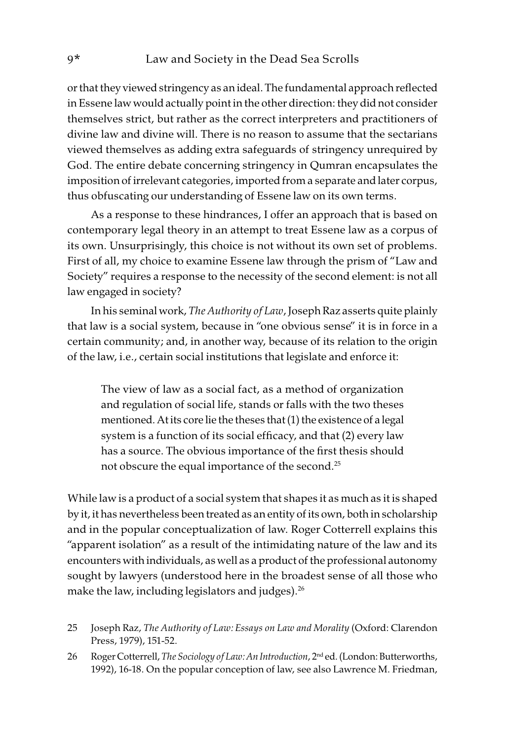or that they viewed stringency as an ideal. The fundamental approach reflected in Essene law would actually point in the other direction: they did not consider themselves strict, but rather as the correct interpreters and practitioners of divine law and divine will. There is no reason to assume that the sectarians viewed themselves as adding extra safeguards of stringency unrequired by God. The entire debate concerning stringency in Qumran encapsulates the imposition of irrelevant categories, imported from a separate and later corpus, thus obfuscating our understanding of Essene law on its own terms.

As a response to these hindrances, I offer an approach that is based on contemporary legal theory in an attempt to treat Essene law as a corpus of its own. Unsurprisingly, this choice is not without its own set of problems. First of all, my choice to examine Essene law through the prism of "Law and Society" requires a response to the necessity of the second element: is not all law engaged in society?

In his seminal work, *The Authority of Law*, Joseph Raz asserts quite plainly that law is a social system, because in "one obvious sense" it is in force in a certain community; and, in another way, because of its relation to the origin of the law, i.e., certain social institutions that legislate and enforce it:

> The view of law as a social fact, as a method of organization and regulation of social life, stands or falls with the two theses mentioned. At its core lie the theses that (1) the existence of a legal system is a function of its social efficacy, and that (2) every law has a source. The obvious importance of the first thesis should not obscure the equal importance of the second.[25]

While law is a product of a social system that shapes it as much as it is shaped by it, it has nevertheless been treated as an entity of its own, both in scholarship and in the popular conceptualization of law. Roger Cotterrell explains this "apparent isolation" as a result of the intimidating nature of the law and its encounters with individuals, as well as a product of the professional autonomy sought by lawyers (understood here in the broadest sense of all those who make the law, including legislators and judges).[26]

25 Joseph Raz, *The Authority of Law: Essays on Law and Morality* (Oxford: Clarendon Press, 1979), 151-52.

26 Roger Cotterrell, *The Sociology of Law: An Introduction*, 2nd ed. (London: Butterworths, 1992), 16-18. On the popular conception of law, see also Lawrence M. Friedman,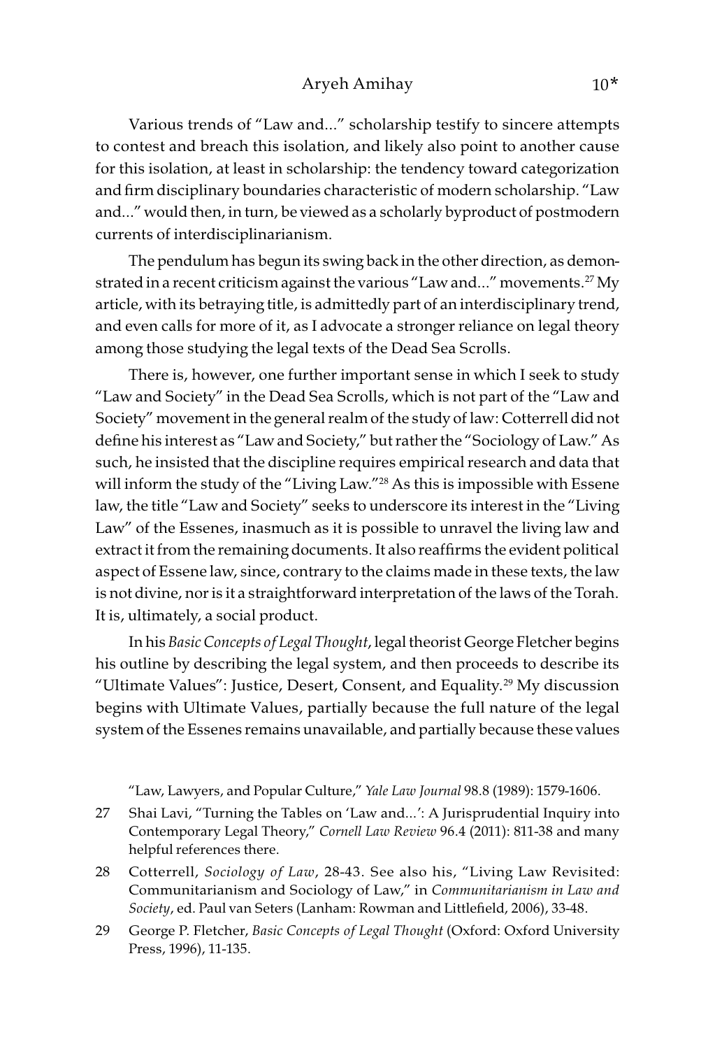Various trends of "Law and..." scholarship testify to sincere attempts to contest and breach this isolation, and likely also point to another cause for this isolation, at least in scholarship: the tendency toward categorization and firm disciplinary boundaries characteristic of modern scholarship. "Law and..." would then, in turn, be viewed as a scholarly byproduct of postmodern currents of interdisciplinarianism.

The pendulum has begun its swing back in the other direction, as demonstrated in a recent criticism against the various "Law and..." movements.[27] My article, with its betraying title, is admittedly part of an interdisciplinary trend, and even calls for more of it, as I advocate a stronger reliance on legal theory among those studying the legal texts of the Dead Sea Scrolls.

There is, however, one further important sense in which I seek to study "Law and Society" in the Dead Sea Scrolls, which is not part of the "Law and Society" movement in the general realm of the study of law: Cotterrell did not define his interest as "Law and Society," but rather the "Sociology of Law." As such, he insisted that the discipline requires empirical research and data that will inform the study of the "Living Law."[28] As this is impossible with Essene law, the title "Law and Society" seeks to underscore its interest in the "Living Law" of the Essenes, inasmuch as it is possible to unravel the living law and extract it from the remaining documents. It also reaffirms the evident political aspect of Essene law, since, contrary to the claims made in these texts, the law is not divine, nor is it a straightforward interpretation of the laws of the Torah. It is, ultimately, a social product.

In his *Basic Concepts of Legal Thought*, legal theorist George Fletcher begins his outline by describing the legal system, and then proceeds to describe its "Ultimate Values": Justice, Desert, Consent, and Equality.[29] My discussion begins with Ultimate Values, partially because the full nature of the legal system of the Essenes remains unavailable, and partially because these values

"Law, Lawyers, and Popular Culture," *Yale Law Journal* 98.8 (1989): 1579-1606.

27 Shai Lavi, "Turning the Tables on 'Law and...': A Jurisprudential Inquiry into Contemporary Legal Theory," *Cornell Law Review* 96.4 (2011): 811-38 and many helpful references there.

28 Cotterrell, *Sociology of Law*, 28-43. See also his, "Living Law Revisited: Communitarianism and Sociology of Law," in *Communitarianism in Law and Society*, ed. Paul van Seters (Lanham: Rowman and Littlefield, 2006), 33-48.

29 George P. Fletcher, *Basic Concepts of Legal Thought* (Oxford: Oxford University Press, 1996), 11-135.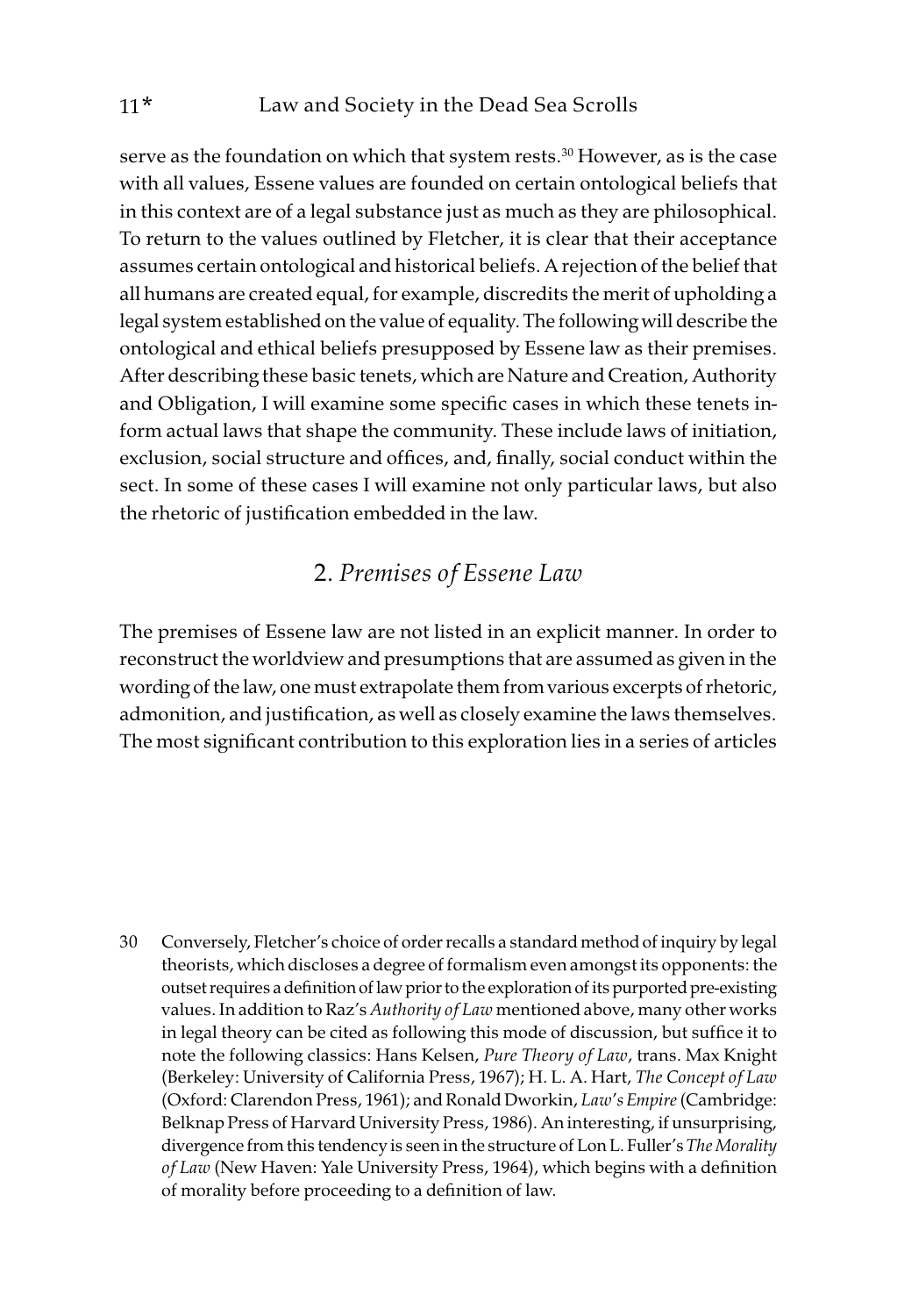serve as the foundation on which that system rests.[30] However, as is the case with all values, Essene values are founded on certain ontological beliefs that in this context are of a legal substance just as much as they are philosophical. To return to the values outlined by Fletcher, it is clear that their acceptance assumes certain ontological and historical beliefs. A rejection of the belief that all humans are created equal, for example, discredits the merit of upholding a legal system established on the value of equality. The following will describe the ontological and ethical beliefs presupposed by Essene law as their premises. After describing these basic tenets, which are Nature and Creation, Authority and Obligation, I will examine some specific cases in which these tenets inform actual laws that shape the community. These include laws of initiation, exclusion, social structure and offices, and, finally, social conduct within the sect. In some of these cases I will examine not only particular laws, but also the rhetoric of justification embedded in the law.

## 2. *Premises of Essene Law*

The premises of Essene law are not listed in an explicit manner. In order to reconstruct the worldview and presumptions that are assumed as given in the wording of the law, one must extrapolate them from various excerpts of rhetoric, admonition, and justification, as well as closely examine the laws themselves. The most significant contribution to this exploration lies in a series of articles

30 Conversely, Fletcher's choice of order recalls a standard method of inquiry by legal theorists, which discloses a degree of formalism even amongst its opponents: the outset requires a definition of law prior to the exploration of its purported pre-existing values. In addition to Raz's *Authority of Law* mentioned above, many other works in legal theory can be cited as following this mode of discussion, but suffice it to note the following classics: Hans Kelsen, *Pure Theory of Law*, trans. Max Knight (Berkeley: University of California Press, 1967); H. L. A. Hart, *The Concept of Law* (Oxford: Clarendon Press, 1961); and Ronald Dworkin, *Law's Empire* (Cambridge: Belknap Press of Harvard University Press, 1986). An interesting, if unsurprising, divergence from this tendency is seen in the structure of Lon L. Fuller's *The Morality of Law* (New Haven: Yale University Press, 1964), which begins with a definition of morality before proceeding to a definition of law.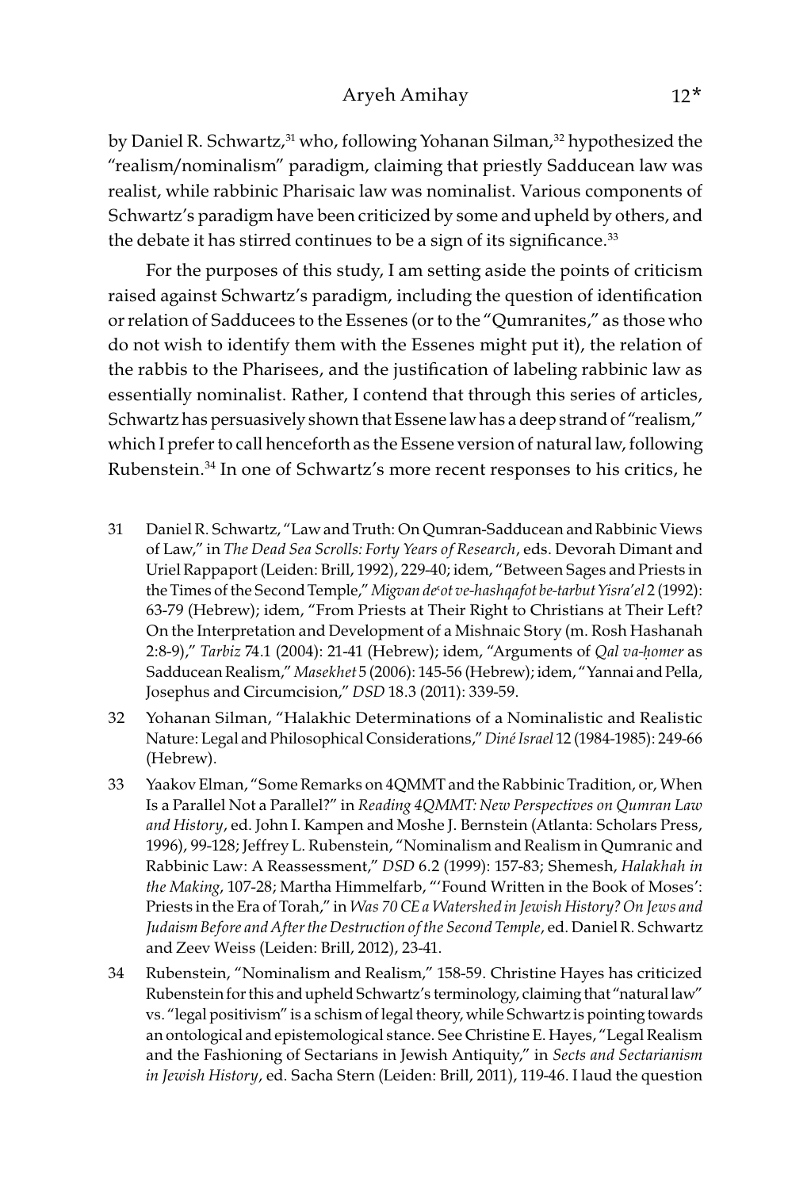by Daniel R. Schwartz,[31] who, following Yohanan Silman,[32] hypothesized the "realism/nominalism" paradigm, claiming that priestly Sadducean law was realist, while rabbinic Pharisaic law was nominalist. Various components of Schwartz's paradigm have been criticized by some and upheld by others, and the debate it has stirred continues to be a sign of its significance.[33]

For the purposes of this study, I am setting aside the points of criticism raised against Schwartz's paradigm, including the question of identification or relation of Sadducees to the Essenes (or to the "Qumranites," as those who do not wish to identify them with the Essenes might put it), the relation of the rabbis to the Pharisees, and the justification of labeling rabbinic law as essentially nominalist. Rather, I contend that through this series of articles, Schwartz has persuasively shown that Essene law has a deep strand of "realism," which I prefer to call henceforth as the Essene version of natural law, following Rubenstein.[34] In one of Schwartz's more recent responses to his critics, he

31 Daniel R. Schwartz, "Law and Truth: On Qumran-Sadducean and Rabbinic Views of Law," in *The Dead Sea Scrolls: Forty Years of Research*, eds. Devorah Dimant and Uriel Rappaport (Leiden: Brill, 1992), 229-40; idem, "Between Sages and Priests in the Times of the Second Temple," *Migvan de'ot ve-hashqafot be-tarbut Yisra'el* 2 (1992): 63-79 (Hebrew); idem, "From Priests at Their Right to Christians at Their Left? On the Interpretation and Development of a Mishnaic Story (m. Rosh Hashanah 2:8-9)," *Tarbiz* 74.1 (2004): 21-41 (Hebrew); idem, "Arguments of *Qal va-ḥomer* as Sadducean Realism," *Masekhet* 5 (2006): 145-56 (Hebrew); idem, "Yannai and Pella, Josephus and Circumcision," *DSD* 18.3 (2011): 339-59.

32 Yohanan Silman, "Halakhic Determinations of a Nominalistic and Realistic Nature: Legal and Philosophical Considerations," *Diné Israel* 12 (1984-1985): 249-66 (Hebrew).

33 Yaakov Elman, "Some Remarks on 4QMMT and the Rabbinic Tradition, or, When Is a Parallel Not a Parallel?" in *Reading 4QMMT: New Perspectives on Qumran Law and History*, ed. John I. Kampen and Moshe J. Bernstein (Atlanta: Scholars Press, 1996), 99-128; Jeffrey L. Rubenstein, "Nominalism and Realism in Qumranic and Rabbinic Law: A Reassessment," *DSD* 6.2 (1999): 157-83; Shemesh, *Halakhah in the Making*, 107-28; Martha Himmelfarb, "'Found Written in the Book of Moses': Priests in the Era of Torah," in *Was 70 CE a Watershed in Jewish History? On Jews and Judaism Before and After the Destruction of the Second Temple*, ed. Daniel R. Schwartz and Zeev Weiss (Leiden: Brill, 2012), 23-41.

34 Rubenstein, "Nominalism and Realism," 158-59. Christine Hayes has criticized Rubenstein for this and upheld Schwartz's terminology, claiming that "natural law" vs. "legal positivism" is a schism of legal theory, while Schwartz is pointing towards an ontological and epistemological stance. See Christine E. Hayes, "Legal Realism and the Fashioning of Sectarians in Jewish Antiquity," in *Sects and Sectarianism in Jewish History*, ed. Sacha Stern (Leiden: Brill, 2011), 119-46. I laud the question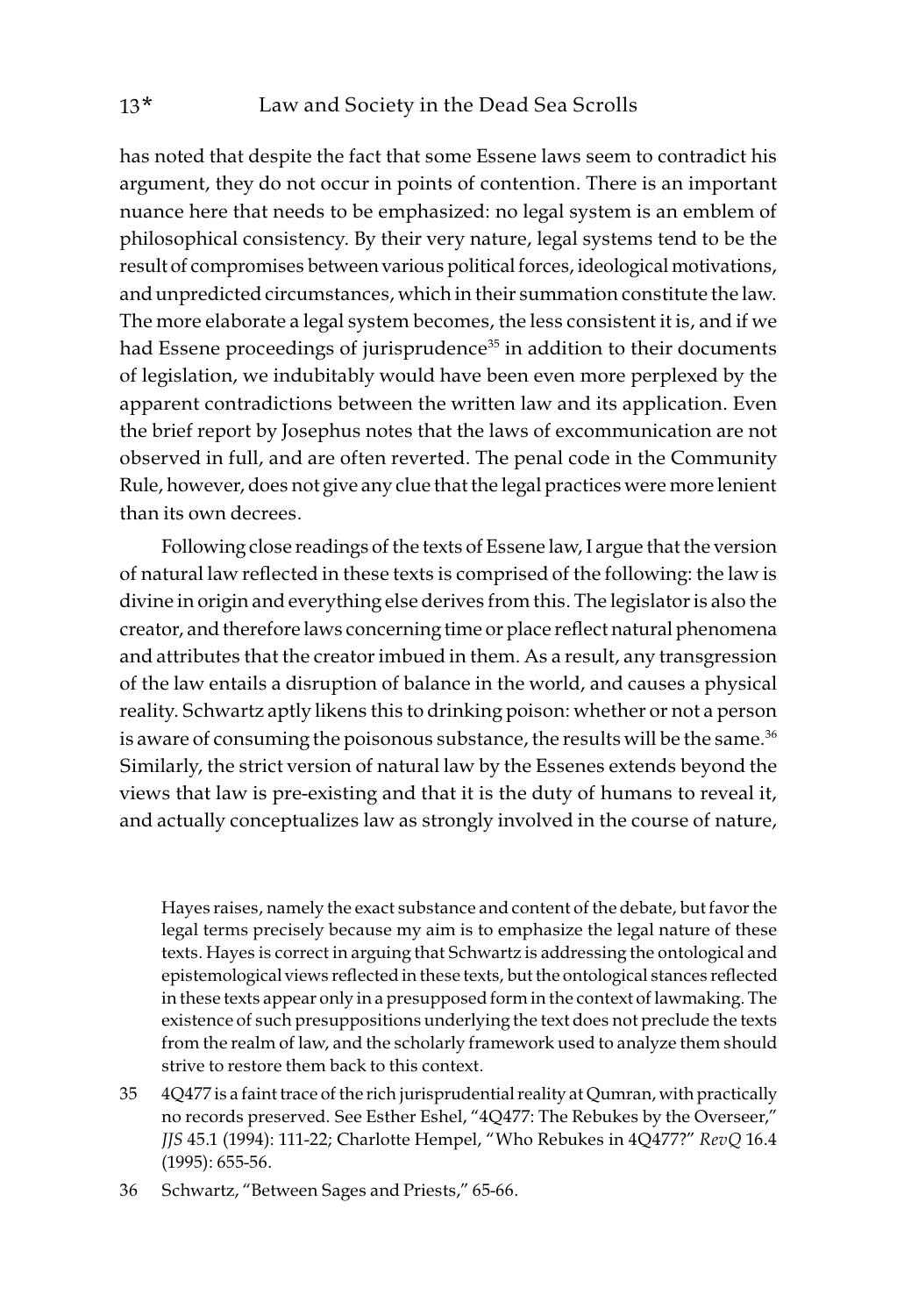has noted that despite the fact that some Essene laws seem to contradict his argument, they do not occur in points of contention. There is an important nuance here that needs to be emphasized: no legal system is an emblem of philosophical consistency. By their very nature, legal systems tend to be the result of compromises between various political forces, ideological motivations, and unpredicted circumstances, which in their summation constitute the law. The more elaborate a legal system becomes, the less consistent it is, and if we had Essene proceedings of jurisprudence[35] in addition to their documents of legislation, we indubitably would have been even more perplexed by the apparent contradictions between the written law and its application. Even the brief report by Josephus notes that the laws of excommunication are not observed in full, and are often reverted. The penal code in the Community Rule, however, does not give any clue that the legal practices were more lenient than its own decrees.

Following close readings of the texts of Essene law, I argue that the version of natural law reflected in these texts is comprised of the following: the law is divine in origin and everything else derives from this. The legislator is also the creator, and therefore laws concerning time or place reflect natural phenomena and attributes that the creator imbued in them. As a result, any transgression of the law entails a disruption of balance in the world, and causes a physical reality. Schwartz aptly likens this to drinking poison: whether or not a person is aware of consuming the poisonous substance, the results will be the same.[36] Similarly, the strict version of natural law by the Essenes extends beyond the views that law is pre-existing and that it is the duty of humans to reveal it, and actually conceptualizes law as strongly involved in the course of nature,

Hayes raises, namely the exact substance and content of the debate, but favor the legal terms precisely because my aim is to emphasize the legal nature of these texts. Hayes is correct in arguing that Schwartz is addressing the ontological and epistemological views reflected in these texts, but the ontological stances reflected in these texts appear only in a presupposed form in the context of lawmaking. The existence of such presuppositions underlying the text does not preclude the texts from the realm of law, and the scholarly framework used to analyze them should strive to restore them back to this context.

35 4Q477 is a faint trace of the rich jurisprudential reality at Qumran, with practically no records preserved. See Esther Eshel, "4Q477: The Rebukes by the Overseer," *JJS* 45.1 (1994): 111-22; Charlotte Hempel, "Who Rebukes in 4Q477?" *RevQ* 16.4 (1995): 655-56.

36 Schwartz, "Between Sages and Priests," 65-66.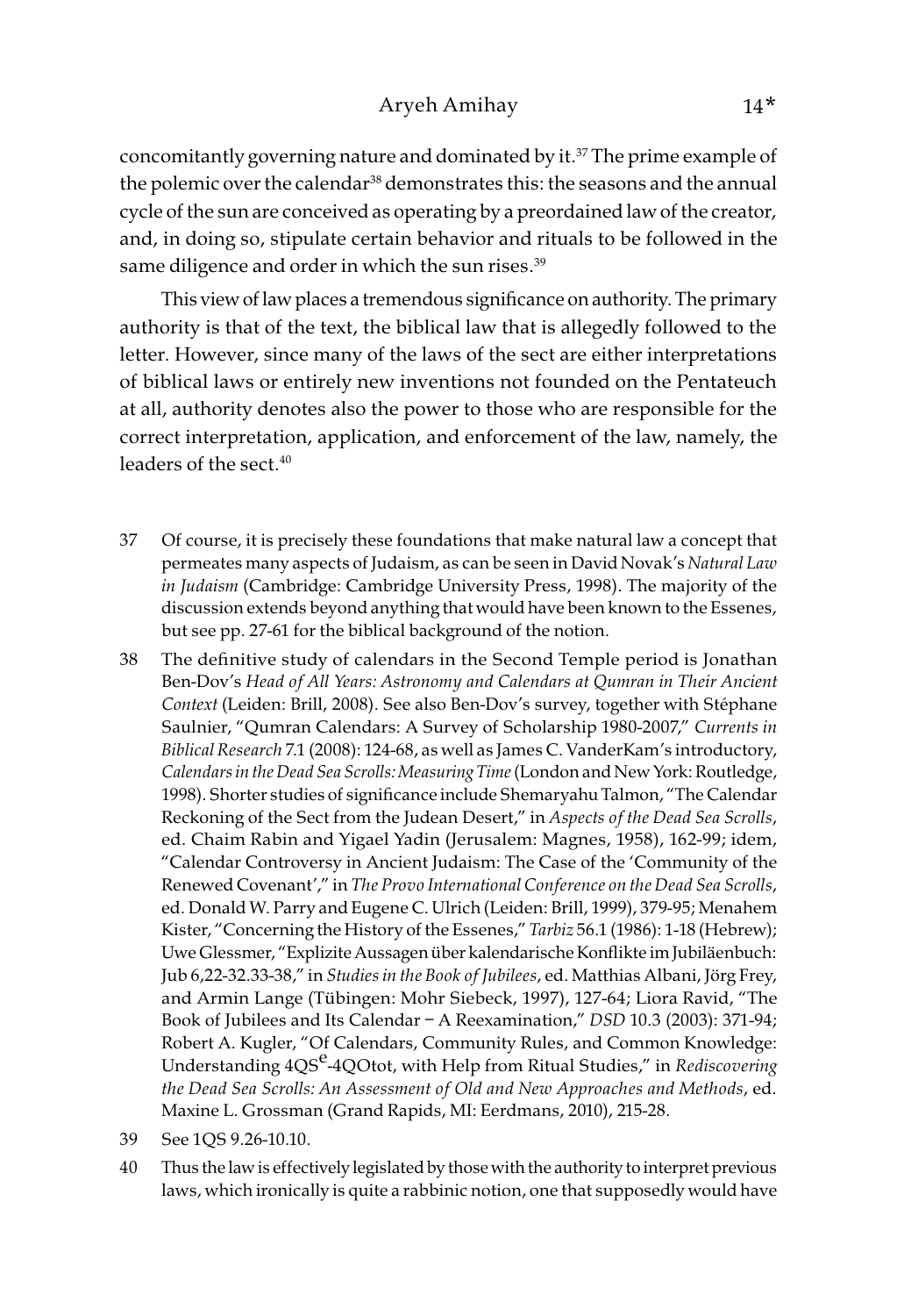concomitantly governing nature and dominated by it.[37] The prime example of the polemic over the calendar[38] demonstrates this: the seasons and the annual cycle of the sun are conceived as operating by a preordained law of the creator, and, in doing so, stipulate certain behavior and rituals to be followed in the same diligence and order in which the sun rises.[39]

This view of law places a tremendous significance on authority. The primary authority is that of the text, the biblical law that is allegedly followed to the letter. However, since many of the laws of the sect are either interpretations of biblical laws or entirely new inventions not founded on the Pentateuch at all, authority denotes also the power to those who are responsible for the correct interpretation, application, and enforcement of the law, namely, the leaders of the sect.[40]

---

37 Of course, it is precisely these foundations that make natural law a concept that permeates many aspects of Judaism, as can be seen in David Novak's *Natural Law in Judaism* (Cambridge: Cambridge University Press, 1998). The majority of the discussion extends beyond anything that would have been known to the Essenes, but see pp. 27-61 for the biblical background of the notion.

38 The definitive study of calendars in the Second Temple period is Jonathan Ben-Dov's *Head of All Years: Astronomy and Calendars at Qumran in Their Ancient Context* (Leiden: Brill, 2008). See also Ben-Dov's survey, together with Stéphane Saulnier, "Qumran Calendars: A Survey of Scholarship 1980-2007," *Currents in Biblical Research* 7.1 (2008): 124-68, as well as James C. VanderKam's introductory, *Calendars in the Dead Sea Scrolls: Measuring Time* (London and New York: Routledge, 1998). Shorter studies of significance include Shemaryahu Talmon, "The Calendar Reckoning of the Sect from the Judean Desert," in *Aspects of the Dead Sea Scrolls*, ed. Chaim Rabin and Yigael Yadin (Jerusalem: Magnes, 1958), 162-99; idem, "Calendar Controversy in Ancient Judaism: The Case of the 'Community of the Renewed Covenant'," in *The Provo International Conference on the Dead Sea Scrolls*, ed. Donald W. Parry and Eugene C. Ulrich (Leiden: Brill, 1999), 379-95; Menahem Kister, "Concerning the History of the Essenes," *Tarbiz* 56.1 (1986): 1-18 (Hebrew); Uwe Glessmer, "Explizite Aussagen über kalendarische Konflikte im Jubiläenbuch: Jub 6,22-32.33-38," in *Studies in the Book of Jubilees*, ed. Matthias Albani, Jörg Frey, and Armin Lange (Tübingen: Mohr Siebeck, 1997), 127-64; Liora Ravid, "The Book of Jubilees and Its Calendar – A Reexamination," *DSD* 10.3 (2003): 371-94; Robert A. Kugler, "Of Calendars, Community Rules, and Common Knowledge: Understanding 4QS$^{e}$-4QOtot, with Help from Ritual Studies," in *Rediscovering the Dead Sea Scrolls: An Assessment of Old and New Approaches and Methods*, ed. Maxine L. Grossman (Grand Rapids, MI: Eerdmans, 2010), 215-28.

39 See 1QS 9.26-10.10.

40 Thus the law is effectively legislated by those with the authority to interpret previous laws, which ironically is quite a rabbinic notion, one that supposedly would have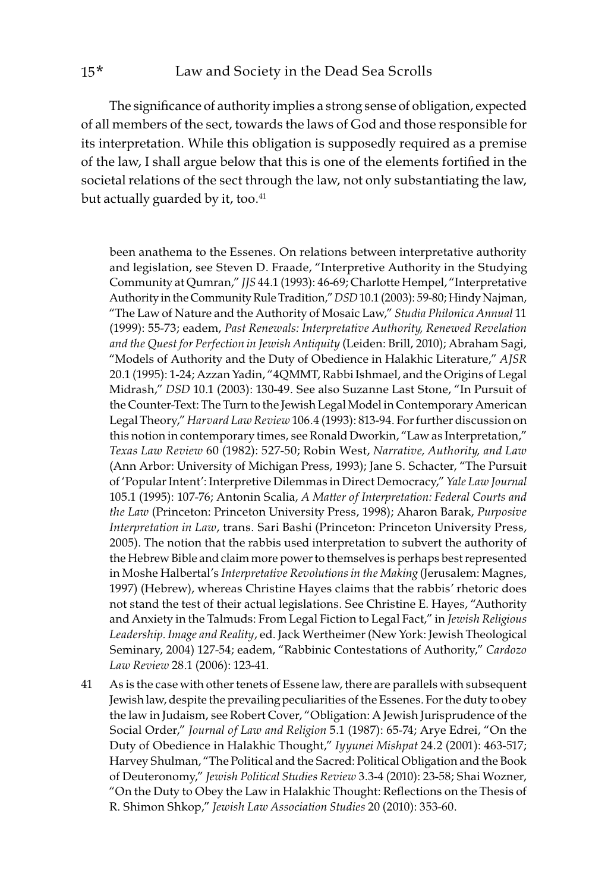The significance of authority implies a strong sense of obligation, expected of all members of the sect, towards the laws of God and those responsible for its interpretation. While this obligation is supposedly required as a premise of the law, I shall argue below that this is one of the elements fortified in the societal relations of the sect through the law, not only substantiating the law, but actually guarded by it, too.[41]

been anathema to the Essenes. On relations between interpretative authority and legislation, see Steven D. Fraade, "Interpretive Authority in the Studying Community at Qumran," *JJS* 44.1 (1993): 46-69; Charlotte Hempel, "Interpretative Authority in the Community Rule Tradition," *DSD* 10.1 (2003): 59-80; Hindy Najman, "The Law of Nature and the Authority of Mosaic Law," *Studia Philonica Annual* 11 (1999): 55-73; eadem, *Past Renewals: Interpretative Authority, Renewed Revelation and the Quest for Perfection in Jewish Antiquity* (Leiden: Brill, 2010); Abraham Sagi, "Models of Authority and the Duty of Obedience in Halakhic Literature," *AJSR* 20.1 (1995): 1-24; Azzan Yadin, "4QMMT, Rabbi Ishmael, and the Origins of Legal Midrash," *DSD* 10.1 (2003): 130-49. See also Suzanne Last Stone, "In Pursuit of the Counter-Text: The Turn to the Jewish Legal Model in Contemporary American Legal Theory," *Harvard Law Review* 106.4 (1993): 813-94. For further discussion on this notion in contemporary times, see Ronald Dworkin, "Law as Interpretation," *Texas Law Review* 60 (1982): 527-50; Robin West, *Narrative, Authority, and Law* (Ann Arbor: University of Michigan Press, 1993); Jane S. Schacter, "The Pursuit of 'Popular Intent': Interpretive Dilemmas in Direct Democracy," *Yale Law Journal* 105.1 (1995): 107-76; Antonin Scalia, *A Matter of Interpretation: Federal Courts and the Law* (Princeton: Princeton University Press, 1998); Aharon Barak, *Purposive Interpretation in Law*, trans. Sari Bashi (Princeton: Princeton University Press, 2005). The notion that the rabbis used interpretation to subvert the authority of the Hebrew Bible and claim more power to themselves is perhaps best represented in Moshe Halbertal's *Interpretative Revolutions in the Making* (Jerusalem: Magnes, 1997) (Hebrew), whereas Christine Hayes claims that the rabbis' rhetoric does not stand the test of their actual legislations. See Christine E. Hayes, "Authority and Anxiety in the Talmuds: From Legal Fiction to Legal Fact," in *Jewish Religious Leadership. Image and Reality*, ed. Jack Wertheimer (New York: Jewish Theological Seminary, 2004) 127-54; eadem, "Rabbinic Contestations of Authority," *Cardozo Law Review* 28.1 (2006): 123-41.

41 As is the case with other tenets of Essene law, there are parallels with subsequent Jewish law, despite the prevailing peculiarities of the Essenes. For the duty to obey the law in Judaism, see Robert Cover, "Obligation: A Jewish Jurisprudence of the Social Order," *Journal of Law and Religion* 5.1 (1987): 65-74; Arye Edrei, "On the Duty of Obedience in Halakhic Thought," *Iyyunei Mishpat* 24.2 (2001): 463-517; Harvey Shulman, "The Political and the Sacred: Political Obligation and the Book of Deuteronomy," *Jewish Political Studies Review* 3.3-4 (2010): 23-58; Shai Wozner, "On the Duty to Obey the Law in Halakhic Thought: Reflections on the Thesis of R. Shimon Shkop," *Jewish Law Association Studies* 20 (2010): 353-60.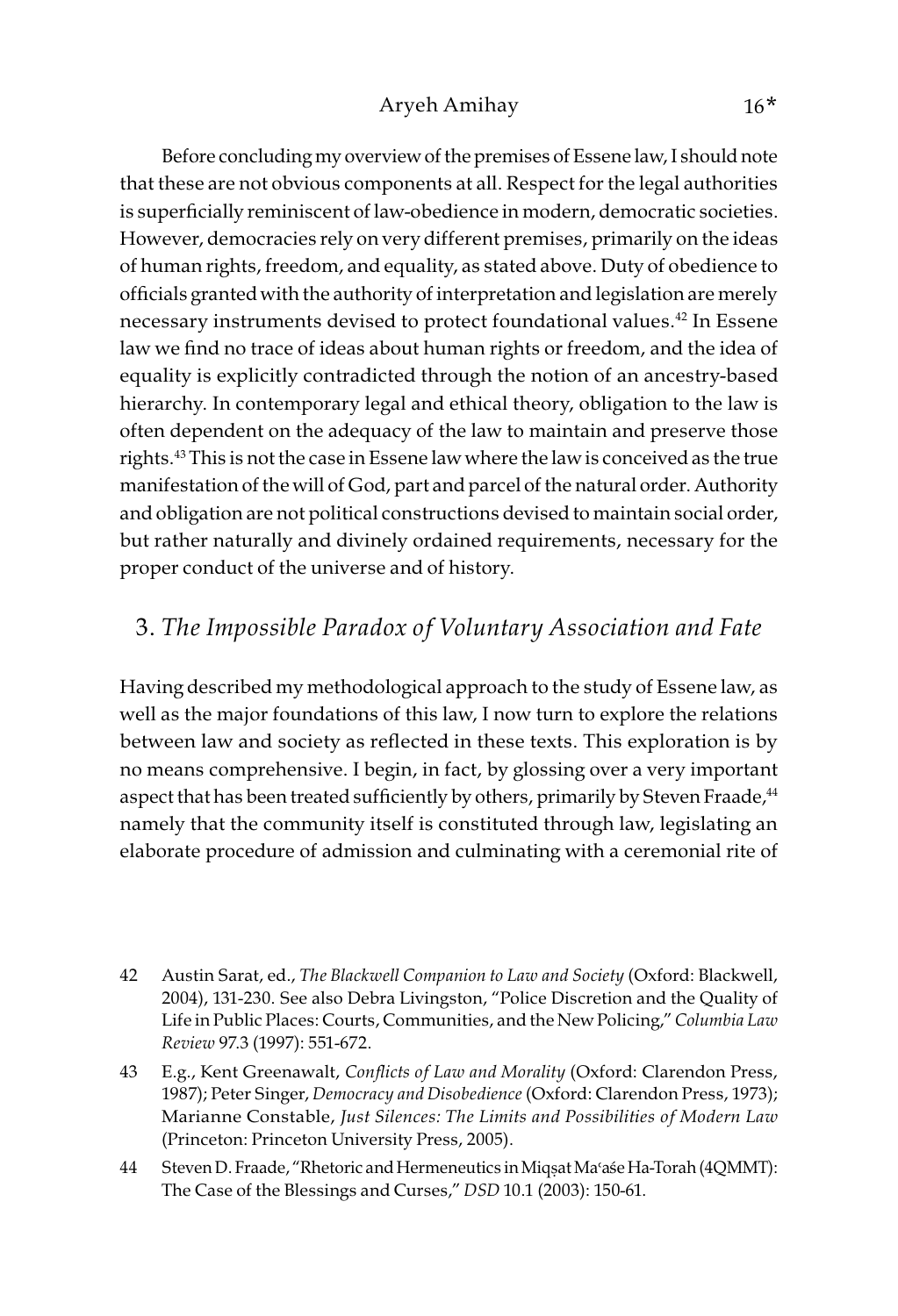Before concluding my overview of the premises of Essene law, I should note that these are not obvious components at all. Respect for the legal authorities is superficially reminiscent of law-obedience in modern, democratic societies. However, democracies rely on very different premises, primarily on the ideas of human rights, freedom, and equality, as stated above. Duty of obedience to officials granted with the authority of interpretation and legislation are merely necessary instruments devised to protect foundational values.[42] In Essene law we find no trace of ideas about human rights or freedom, and the idea of equality is explicitly contradicted through the notion of an ancestry-based hierarchy. In contemporary legal and ethical theory, obligation to the law is often dependent on the adequacy of the law to maintain and preserve those rights.[43] This is not the case in Essene law where the law is conceived as the true manifestation of the will of God, part and parcel of the natural order. Authority and obligation are not political constructions devised to maintain social order, but rather naturally and divinely ordained requirements, necessary for the proper conduct of the universe and of history.

## 3. *The Impossible Paradox of Voluntary Association and Fate*

Having described my methodological approach to the study of Essene law, as well as the major foundations of this law, I now turn to explore the relations between law and society as reflected in these texts. This exploration is by no means comprehensive. I begin, in fact, by glossing over a very important aspect that has been treated sufficiently by others, primarily by Steven Fraade,[44] namely that the community itself is constituted through law, legislating an elaborate procedure of admission and culminating with a ceremonial rite of

42 Austin Sarat, ed., *The Blackwell Companion to Law and Society* (Oxford: Blackwell, 2004), 131-230. See also Debra Livingston, "Police Discretion and the Quality of Life in Public Places: Courts, Communities, and the New Policing," *Columbia Law Review* 97.3 (1997): 551-672.

43 E.g., Kent Greenawalt, *Conflicts of Law and Morality* (Oxford: Clarendon Press, 1987); Peter Singer, *Democracy and Disobedience* (Oxford: Clarendon Press, 1973); Marianne Constable, *Just Silences: The Limits and Possibilities of Modern Law* (Princeton: Princeton University Press, 2005).

44 Steven D. Fraade, "Rhetoric and Hermeneutics in Miqṣat Maʿaśe Ha-Torah (4QMMT): The Case of the Blessings and Curses," *DSD* 10.1 (2003): 150-61.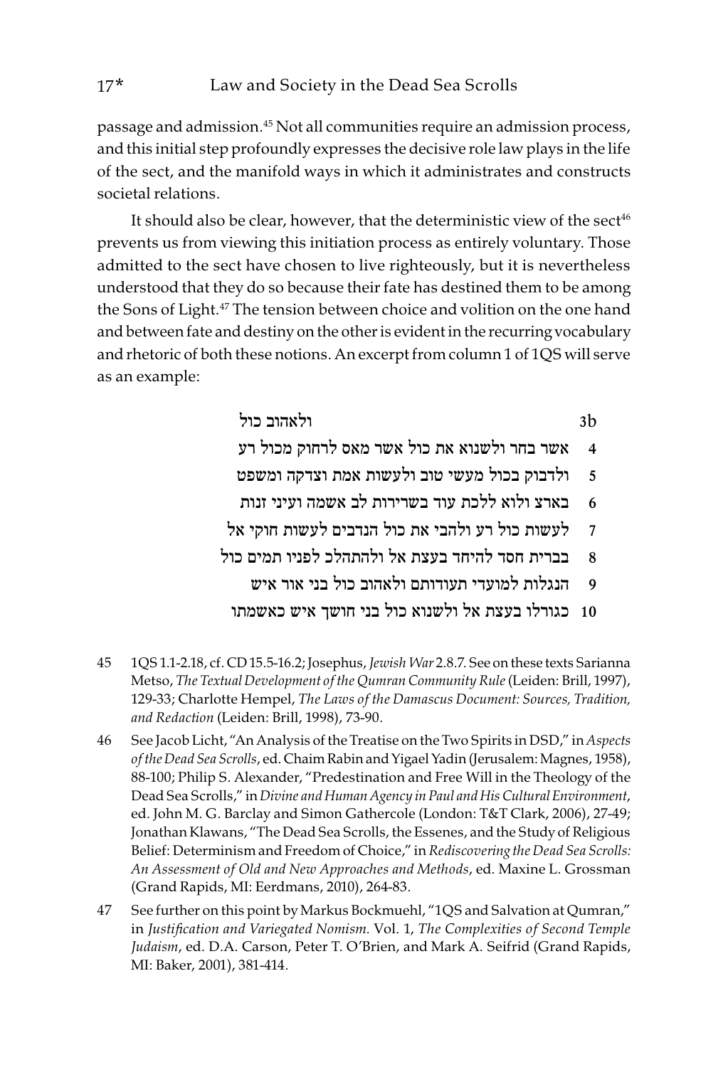passage and admission.[45] Not all communities require an admission process, and this initial step profoundly expresses the decisive role law plays in the life of the sect, and the manifold ways in which it administrates and constructs societal relations.

It should also be clear, however, that the deterministic view of the sect[46] prevents us from viewing this initiation process as entirely voluntary. Those admitted to the sect have chosen to live righteously, but it is nevertheless understood that they do so because their fate has destined them to be among the Sons of Light.[47] The tension between choice and volition on the one hand and between fate and destiny on the other is evident in the recurring vocabulary and rhetoric of both these notions. An excerpt from column 1 of 1QS will serve as an example:

3b ולאהוב כול
4 אשר בחר ולשנוא את כול אשר מאס לרחוק מכול רע
5 ולדבוק בכול מעשי טוב ולעשות אמת וצדקה ומשפט
6 בארץ ולוא ללכת עוד בשרירות לב אשמה ועיני זנות
7 לעשות כול רע ולהבי את כול הנדבים לעשות חוקי אל
8 בברית חסד להיחד בעצת אל ולהתהלכ לפניו תמים כול
9 הנגלות למועדי תעודותם ולאהוב כול בני אור איש
10 כגורלו בעצת אל ולשנוא כול בני חושך איש כאשמתו

45 1QS 1.1-2.18, cf. CD 15.5-16.2; Josephus, *Jewish War* 2.8.7. See on these texts Sarianna Metso, *The Textual Development of the Qumran Community Rule* (Leiden: Brill, 1997), 129-33; Charlotte Hempel, *The Laws of the Damascus Document: Sources, Tradition, and Redaction* (Leiden: Brill, 1998), 73-90.

46 See Jacob Licht, "An Analysis of the Treatise on the Two Spirits in DSD," in *Aspects of the Dead Sea Scrolls*, ed. Chaim Rabin and Yigael Yadin (Jerusalem: Magnes, 1958), 88-100; Philip S. Alexander, "Predestination and Free Will in the Theology of the Dead Sea Scrolls," in *Divine and Human Agency in Paul and His Cultural Environment*, ed. John M. G. Barclay and Simon Gathercole (London: T&T Clark, 2006), 27-49; Jonathan Klawans, "The Dead Sea Scrolls, the Essenes, and the Study of Religious Belief: Determinism and Freedom of Choice," in *Rediscovering the Dead Sea Scrolls: An Assessment of Old and New Approaches and Methods*, ed. Maxine L. Grossman (Grand Rapids, MI: Eerdmans, 2010), 264-83.

47 See further on this point by Markus Bockmuehl, "1QS and Salvation at Qumran," in *Justification and Variegated Nomism.* Vol. 1, *The Complexities of Second Temple Judaism*, ed. D.A. Carson, Peter T. O'Brien, and Mark A. Seifrid (Grand Rapids, MI: Baker, 2001), 381-414.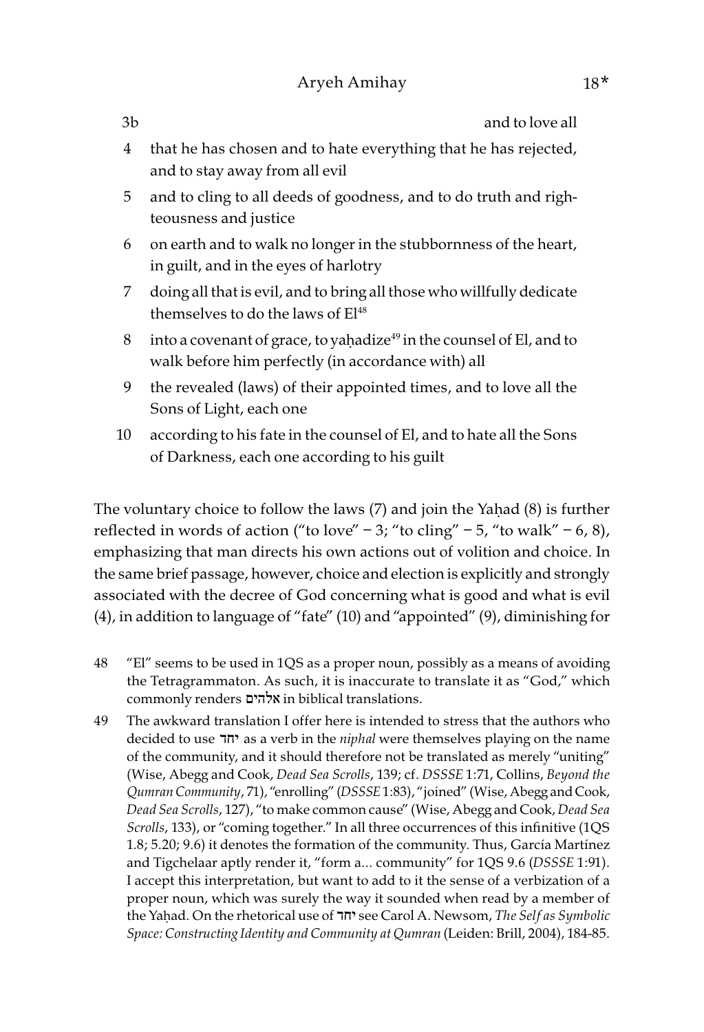3b and to love all

4 that he has chosen and to hate everything that he has rejected, and to stay away from all evil

5 and to cling to all deeds of goodness, and to do truth and righteousness and justice

6 on earth and to walk no longer in the stubbornness of the heart, in guilt, and in the eyes of harlotry

7 doing all that is evil, and to bring all those who willfully dedicate themselves to do the laws of El[48]

8 into a covenant of grace, to yaḥadize[49] in the counsel of El, and to walk before him perfectly (in accordance with) all

9 the revealed (laws) of their appointed times, and to love all the Sons of Light, each one

10 according to his fate in the counsel of El, and to hate all the Sons of Darkness, each one according to his guilt

The voluntary choice to follow the laws (7) and join the Yaḥad (8) is further reflected in words of action ("to love" – 3; "to cling" – 5, "to walk" – 6, 8), emphasizing that man directs his own actions out of volition and choice. In the same brief passage, however, choice and election is explicitly and strongly associated with the decree of God concerning what is good and what is evil (4), in addition to language of "fate" (10) and "appointed" (9), diminishing for

48 "El" seems to be used in 1QS as a proper noun, possibly as a means of avoiding the Tetragrammaton. As such, it is inaccurate to translate it as "God," which commonly renders אלהים in biblical translations.

49 The awkward translation I offer here is intended to stress that the authors who decided to use יחד as a verb in the *niphal* were themselves playing on the name of the community, and it should therefore not be translated as merely "uniting" (Wise, Abegg and Cook, *Dead Sea Scrolls*, 139; cf. *DSSSE* 1:71, Collins, *Beyond the Qumran Community*, 71), "enrolling" (*DSSSE* 1:83), "joined" (Wise, Abegg and Cook, *Dead Sea Scrolls*, 127), "to make common cause" (Wise, Abegg and Cook, *Dead Sea Scrolls*, 133), or "coming together." In all three occurrences of this infinitive (1QS 1.8; 5.20; 9.6) it denotes the formation of the community. Thus, García Martínez and Tigchelaar aptly render it, "form a... community" for 1QS 9.6 (*DSSSE* 1:91). I accept this interpretation, but want to add to it the sense of a verbization of a proper noun, which was surely the way it sounded when read by a member of the Yaḥad. On the rhetorical use of יחד see Carol A. Newsom, *The Self as Symbolic Space: Constructing Identity and Community at Qumran* (Leiden: Brill, 2004), 184-85.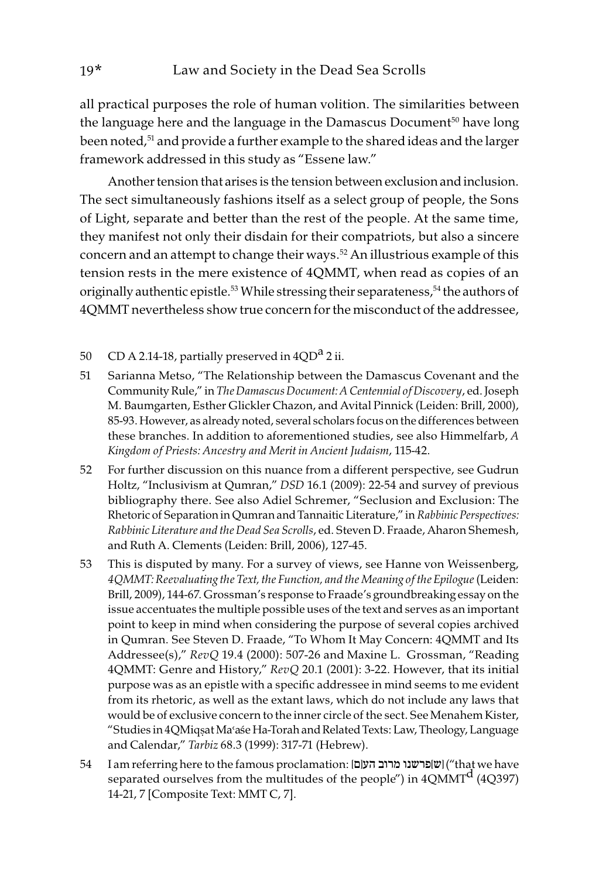all practical purposes the role of human volition. The similarities between the language here and the language in the Damascus Document[50] have long been noted,[51] and provide a further example to the shared ideas and the larger framework addressed in this study as "Essene law."

Another tension that arises is the tension between exclusion and inclusion. The sect simultaneously fashions itself as a select group of people, the Sons of Light, separate and better than the rest of the people. At the same time, they manifest not only their disdain for their compatriots, but also a sincere concern and an attempt to change their ways.[52] An illustrious example of this tension rests in the mere existence of 4QMMT, when read as copies of an originally authentic epistle.[53] While stressing their separateness,[54] the authors of 4QMMT nevertheless show true concern for the misconduct of the addressee,

---

50 CD A 2.14-18, partially preserved in 4QD[a] 2 ii.

51 Sarianna Metso, "The Relationship between the Damascus Covenant and the Community Rule," in *The Damascus Document: A Centennial of Discovery*, ed. Joseph M. Baumgarten, Esther Glickler Chazon, and Avital Pinnick (Leiden: Brill, 2000), 85-93. However, as already noted, several scholars focus on the differences between these branches. In addition to aforementioned studies, see also Himmelfarb, *A Kingdom of Priests: Ancestry and Merit in Ancient Judaism*, 115-42.

52 For further discussion on this nuance from a different perspective, see Gudrun Holtz, "Inclusivism at Qumran," *DSD* 16.1 (2009): 22-54 and survey of previous bibliography there. See also Adiel Schremer, "Seclusion and Exclusion: The Rhetoric of Separation in Qumran and Tannaitic Literature," in *Rabbinic Perspectives: Rabbinic Literature and the Dead Sea Scrolls*, ed. Steven D. Fraade, Aharon Shemesh, and Ruth A. Clements (Leiden: Brill, 2006), 127-45.

53 This is disputed by many. For a survey of views, see Hanne von Weissenberg, *4QMMT: Reevaluating the Text, the Function, and the Meaning of the Epilogue* (Leiden: Brill, 2009), 144-67. Grossman's response to Fraade's groundbreaking essay on the issue accentuates the multiple possible uses of the text and serves as an important point to keep in mind when considering the purpose of several copies archived in Qumran. See Steven D. Fraade, "To Whom It May Concern: 4QMMT and Its Addressee(s)," *RevQ* 19.4 (2000): 507-26 and Maxine L. Grossman, "Reading 4QMMT: Genre and History," *RevQ* 20.1 (2001): 3-22. However, that its initial purpose was as an epistle with a specific addressee in mind seems to me evident from its rhetoric, as well as the extant laws, which do not include any laws that would be of exclusive concern to the inner circle of the sect. See Menahem Kister, "Studies in 4QMiqṣat Maʿaśe Ha-Torah and Related Texts: Law, Theology, Language and Calendar," *Tarbiz* 68.3 (1999): 317-71 (Hebrew).

54 I am referring here to the famous proclamation: [ש]פרשנו מרוב הע[ם] ("that we have separated ourselves from the multitudes of the people") in 4QMMT[d] (4Q397) 14-21, 7 [Composite Text: MMT C, 7].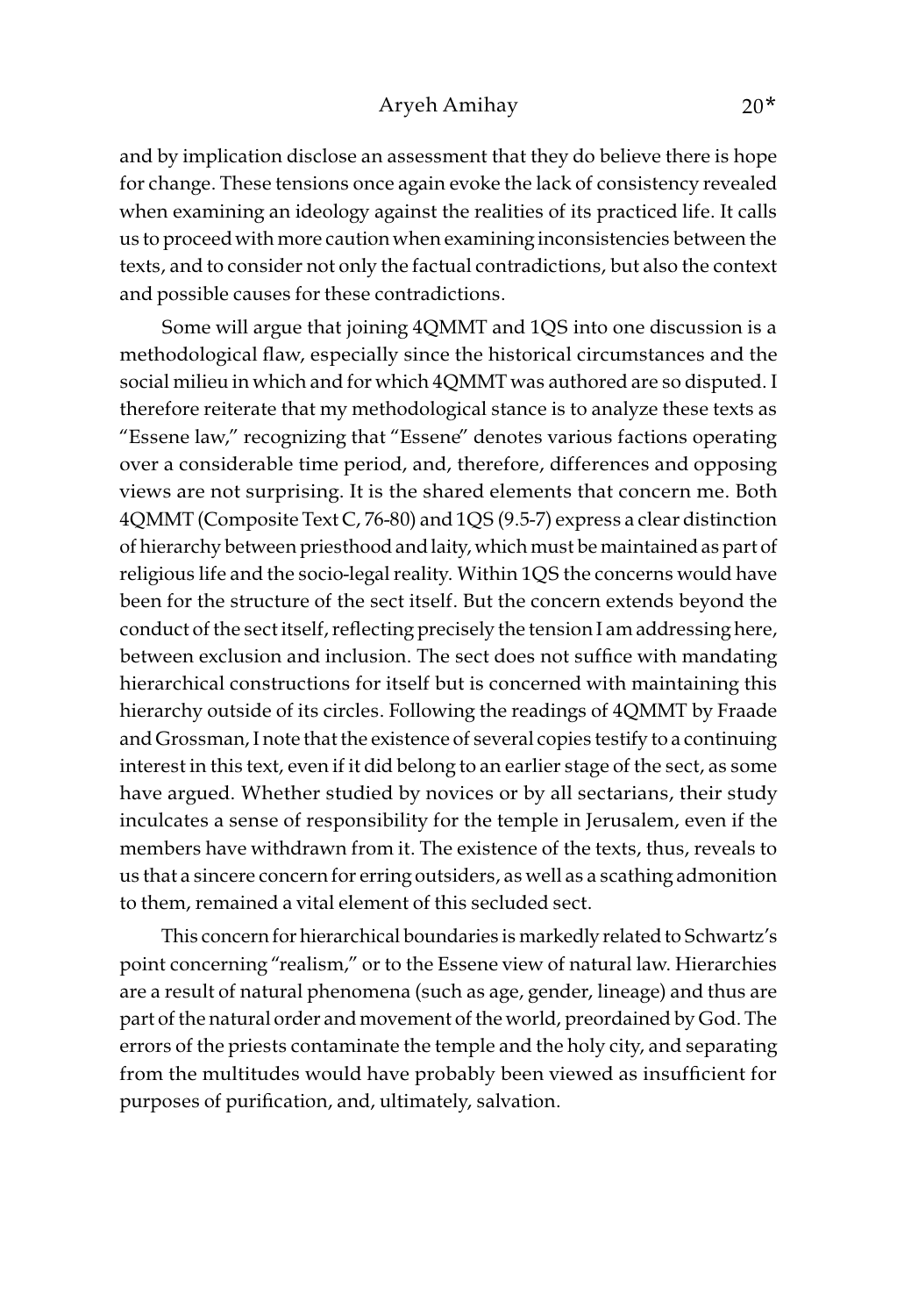and by implication disclose an assessment that they do believe there is hope for change. These tensions once again evoke the lack of consistency revealed when examining an ideology against the realities of its practiced life. It calls us to proceed with more caution when examining inconsistencies between the texts, and to consider not only the factual contradictions, but also the context and possible causes for these contradictions.

Some will argue that joining 4QMMT and 1QS into one discussion is a methodological flaw, especially since the historical circumstances and the social milieu in which and for which 4QMMT was authored are so disputed. I therefore reiterate that my methodological stance is to analyze these texts as "Essene law," recognizing that "Essene" denotes various factions operating over a considerable time period, and, therefore, differences and opposing views are not surprising. It is the shared elements that concern me. Both 4QMMT (Composite Text C, 76-80) and 1QS (9.5-7) express a clear distinction of hierarchy between priesthood and laity, which must be maintained as part of religious life and the socio-legal reality. Within 1QS the concerns would have been for the structure of the sect itself. But the concern extends beyond the conduct of the sect itself, reflecting precisely the tension I am addressing here, between exclusion and inclusion. The sect does not suffice with mandating hierarchical constructions for itself but is concerned with maintaining this hierarchy outside of its circles. Following the readings of 4QMMT by Fraade and Grossman, I note that the existence of several copies testify to a continuing interest in this text, even if it did belong to an earlier stage of the sect, as some have argued. Whether studied by novices or by all sectarians, their study inculcates a sense of responsibility for the temple in Jerusalem, even if the members have withdrawn from it. The existence of the texts, thus, reveals to us that a sincere concern for erring outsiders, as well as a scathing admonition to them, remained a vital element of this secluded sect.

This concern for hierarchical boundaries is markedly related to Schwartz's point concerning "realism," or to the Essene view of natural law. Hierarchies are a result of natural phenomena (such as age, gender, lineage) and thus are part of the natural order and movement of the world, preordained by God. The errors of the priests contaminate the temple and the holy city, and separating from the multitudes would have probably been viewed as insufficient for purposes of purification, and, ultimately, salvation.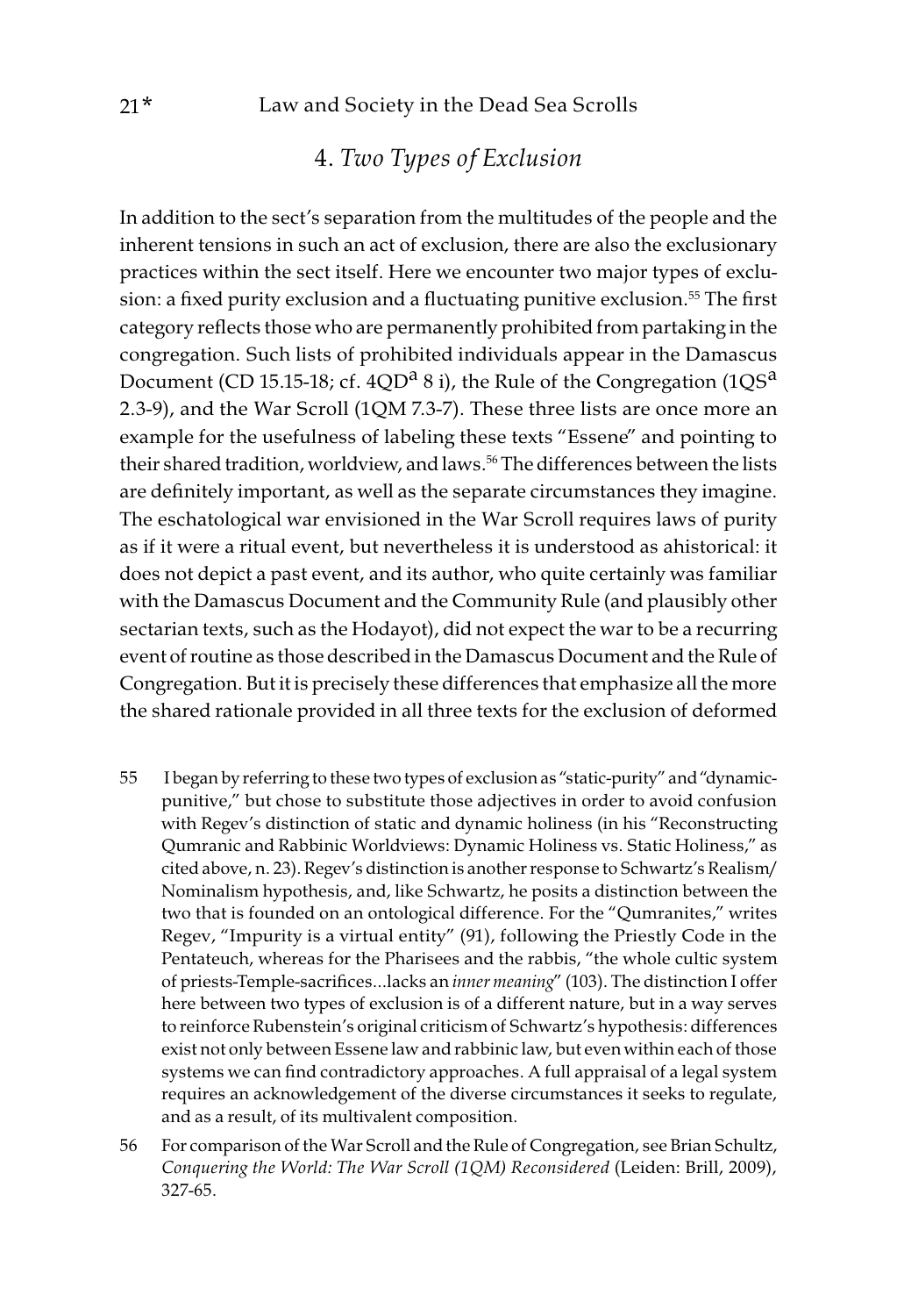## 4. *Two Types of Exclusion*

In addition to the sect's separation from the multitudes of the people and the inherent tensions in such an act of exclusion, there are also the exclusionary practices within the sect itself. Here we encounter two major types of exclusion: a fixed purity exclusion and a fluctuating punitive exclusion.[55] The first category reflects those who are permanently prohibited from partaking in the congregation. Such lists of prohibited individuals appear in the Damascus Document (CD 15.15-18; cf. 4QD[a] 8 i), the Rule of the Congregation (1QS[a] 2.3-9), and the War Scroll (1QM 7.3-7). These three lists are once more an example for the usefulness of labeling these texts "Essene" and pointing to their shared tradition, worldview, and laws.[56] The differences between the lists are definitely important, as well as the separate circumstances they imagine. The eschatological war envisioned in the War Scroll requires laws of purity as if it were a ritual event, but nevertheless it is understood as ahistorical: it does not depict a past event, and its author, who quite certainly was familiar with the Damascus Document and the Community Rule (and plausibly other sectarian texts, such as the Hodayot), did not expect the war to be a recurring event of routine as those described in the Damascus Document and the Rule of Congregation. But it is precisely these differences that emphasize all the more the shared rationale provided in all three texts for the exclusion of deformed

55 I began by referring to these two types of exclusion as "static-purity" and "dynamic-punitive," but chose to substitute those adjectives in order to avoid confusion with Regev's distinction of static and dynamic holiness (in his "Reconstructing Qumranic and Rabbinic Worldviews: Dynamic Holiness vs. Static Holiness," as cited above, n. 23). Regev's distinction is another response to Schwartz's Realism/Nominalism hypothesis, and, like Schwartz, he posits a distinction between the two that is founded on an ontological difference. For the "Qumranites," writes Regev, "Impurity is a virtual entity" (91), following the Priestly Code in the Pentateuch, whereas for the Pharisees and the rabbis, "the whole cultic system of priests-Temple-sacrifices...lacks an *inner meaning*" (103). The distinction I offer here between two types of exclusion is of a different nature, but in a way serves to reinforce Rubenstein's original criticism of Schwartz's hypothesis: differences exist not only between Essene law and rabbinic law, but even within each of those systems we can find contradictory approaches. A full appraisal of a legal system requires an acknowledgement of the diverse circumstances it seeks to regulate, and as a result, of its multivalent composition.

56 For comparison of the War Scroll and the Rule of Congregation, see Brian Schultz, *Conquering the World: The War Scroll (1QM) Reconsidered* (Leiden: Brill, 2009), 327-65.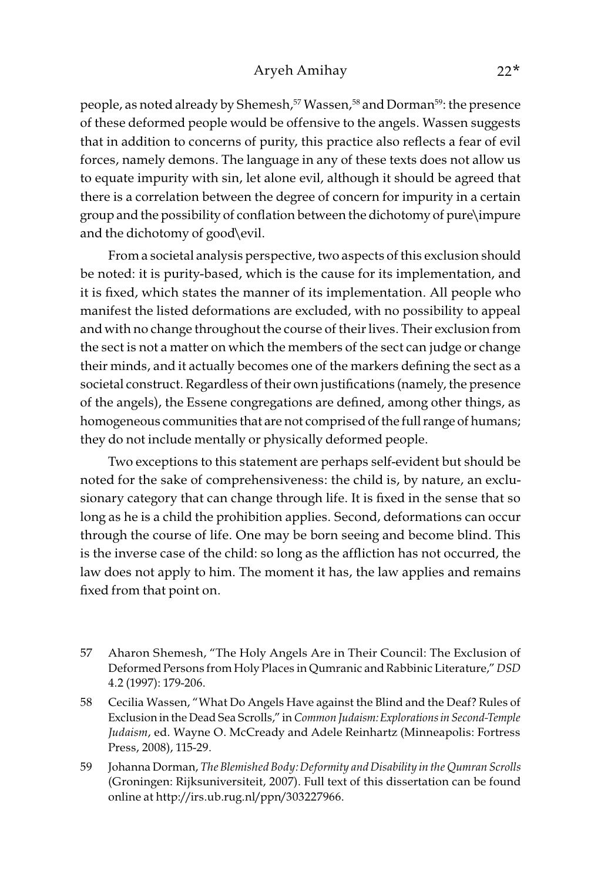people, as noted already by Shemesh,[57] Wassen,[58] and Dorman[59]: the presence of these deformed people would be offensive to the angels. Wassen suggests that in addition to concerns of purity, this practice also reflects a fear of evil forces, namely demons. The language in any of these texts does not allow us to equate impurity with sin, let alone evil, although it should be agreed that there is a correlation between the degree of concern for impurity in a certain group and the possibility of conflation between the dichotomy of pure\impure and the dichotomy of good\evil.

From a societal analysis perspective, two aspects of this exclusion should be noted: it is purity-based, which is the cause for its implementation, and it is fixed, which states the manner of its implementation. All people who manifest the listed deformations are excluded, with no possibility to appeal and with no change throughout the course of their lives. Their exclusion from the sect is not a matter on which the members of the sect can judge or change their minds, and it actually becomes one of the markers defining the sect as a societal construct. Regardless of their own justifications (namely, the presence of the angels), the Essene congregations are defined, among other things, as homogeneous communities that are not comprised of the full range of humans; they do not include mentally or physically deformed people.

Two exceptions to this statement are perhaps self-evident but should be noted for the sake of comprehensiveness: the child is, by nature, an exclusionary category that can change through life. It is fixed in the sense that so long as he is a child the prohibition applies. Second, deformations can occur through the course of life. One may be born seeing and become blind. This is the inverse case of the child: so long as the affliction has not occurred, the law does not apply to him. The moment it has, the law applies and remains fixed from that point on.

57 Aharon Shemesh, "The Holy Angels Are in Their Council: The Exclusion of Deformed Persons from Holy Places in Qumranic and Rabbinic Literature," *DSD* 4.2 (1997): 179-206.

58 Cecilia Wassen, "What Do Angels Have against the Blind and the Deaf? Rules of Exclusion in the Dead Sea Scrolls," in *Common Judaism: Explorations in Second-Temple Judaism*, ed. Wayne O. McCready and Adele Reinhartz (Minneapolis: Fortress Press, 2008), 115-29.

59 Johanna Dorman, *The Blemished Body: Deformity and Disability in the Qumran Scrolls* (Groningen: Rijksuniversiteit, 2007). Full text of this dissertation can be found online at http://irs.ub.rug.nl/ppn/303227966.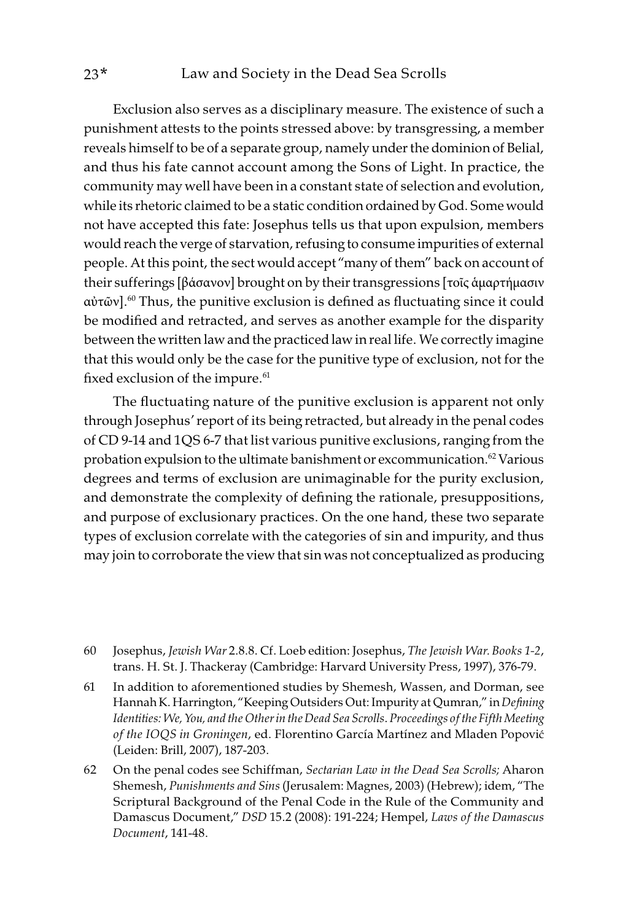Exclusion also serves as a disciplinary measure. The existence of such a punishment attests to the points stressed above: by transgressing, a member reveals himself to be of a separate group, namely under the dominion of Belial, and thus his fate cannot account among the Sons of Light. In practice, the community may well have been in a constant state of selection and evolution, while its rhetoric claimed to be a static condition ordained by God. Some would not have accepted this fate: Josephus tells us that upon expulsion, members would reach the verge of starvation, refusing to consume impurities of external people. At this point, the sect would accept "many of them" back on account of their sufferings [βάσανον] brought on by their transgressions [τοῖς ἁμαρτήμασιν αὐτῶν].[60] Thus, the punitive exclusion is defined as fluctuating since it could be modified and retracted, and serves as another example for the disparity between the written law and the practiced law in real life. We correctly imagine that this would only be the case for the punitive type of exclusion, not for the fixed exclusion of the impure.[61]

The fluctuating nature of the punitive exclusion is apparent not only through Josephus' report of its being retracted, but already in the penal codes of CD 9-14 and 1QS 6-7 that list various punitive exclusions, ranging from the probation expulsion to the ultimate banishment or excommunication.[62] Various degrees and terms of exclusion are unimaginable for the purity exclusion, and demonstrate the complexity of defining the rationale, presuppositions, and purpose of exclusionary practices. On the one hand, these two separate types of exclusion correlate with the categories of sin and impurity, and thus may join to corroborate the view that sin was not conceptualized as producing

60 Josephus, *Jewish War* 2.8.8. Cf. Loeb edition: Josephus, *The Jewish War. Books 1-2*, trans. H. St. J. Thackeray (Cambridge: Harvard University Press, 1997), 376-79.

61 In addition to aforementioned studies by Shemesh, Wassen, and Dorman, see Hannah K. Harrington, "Keeping Outsiders Out: Impurity at Qumran," in *Defining Identities: We, You, and the Other in the Dead Sea Scrolls. Proceedings of the Fifth Meeting of the IOQS in Groningen*, ed. Florentino García Martínez and Mladen Popović (Leiden: Brill, 2007), 187-203.

62 On the penal codes see Schiffman, *Sectarian Law in the Dead Sea Scrolls;* Aharon Shemesh, *Punishments and Sins* (Jerusalem: Magnes, 2003) (Hebrew); idem, "The Scriptural Background of the Penal Code in the Rule of the Community and Damascus Document," *DSD* 15.2 (2008): 191-224; Hempel, *Laws of the Damascus Document*, 141-48.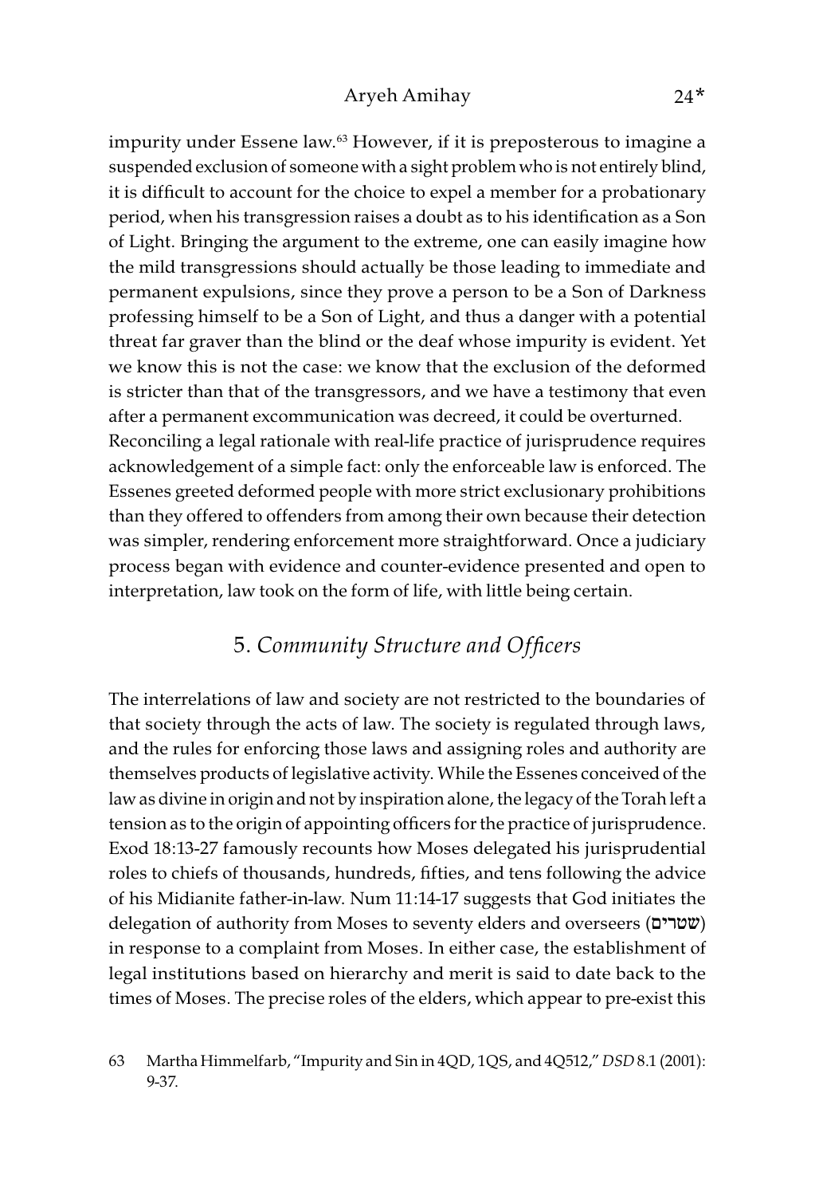impurity under Essene law.[63] However, if it is preposterous to imagine a suspended exclusion of someone with a sight problem who is not entirely blind, it is difficult to account for the choice to expel a member for a probationary period, when his transgression raises a doubt as to his identification as a Son of Light. Bringing the argument to the extreme, one can easily imagine how the mild transgressions should actually be those leading to immediate and permanent expulsions, since they prove a person to be a Son of Darkness professing himself to be a Son of Light, and thus a danger with a potential threat far graver than the blind or the deaf whose impurity is evident. Yet we know this is not the case: we know that the exclusion of the deformed is stricter than that of the transgressors, and we have a testimony that even after a permanent excommunication was decreed, it could be overturned.

Reconciling a legal rationale with real-life practice of jurisprudence requires acknowledgement of a simple fact: only the enforceable law is enforced. The Essenes greeted deformed people with more strict exclusionary prohibitions than they offered to offenders from among their own because their detection was simpler, rendering enforcement more straightforward. Once a judiciary process began with evidence and counter-evidence presented and open to interpretation, law took on the form of life, with little being certain.

## 5. *Community Structure and Officers*

The interrelations of law and society are not restricted to the boundaries of that society through the acts of law. The society is regulated through laws, and the rules for enforcing those laws and assigning roles and authority are themselves products of legislative activity. While the Essenes conceived of the law as divine in origin and not by inspiration alone, the legacy of the Torah left a tension as to the origin of appointing officers for the practice of jurisprudence. Exod 18:13-27 famously recounts how Moses delegated his jurisprudential roles to chiefs of thousands, hundreds, fifties, and tens following the advice of his Midianite father-in-law. Num 11:14-17 suggests that God initiates the delegation of authority from Moses to seventy elders and overseers (שטרים) in response to a complaint from Moses. In either case, the establishment of legal institutions based on hierarchy and merit is said to date back to the times of Moses. The precise roles of the elders, which appear to pre-exist this

63 Martha Himmelfarb, "Impurity and Sin in 4QD, 1QS, and 4Q512," *DSD* 8.1 (2001): 9-37.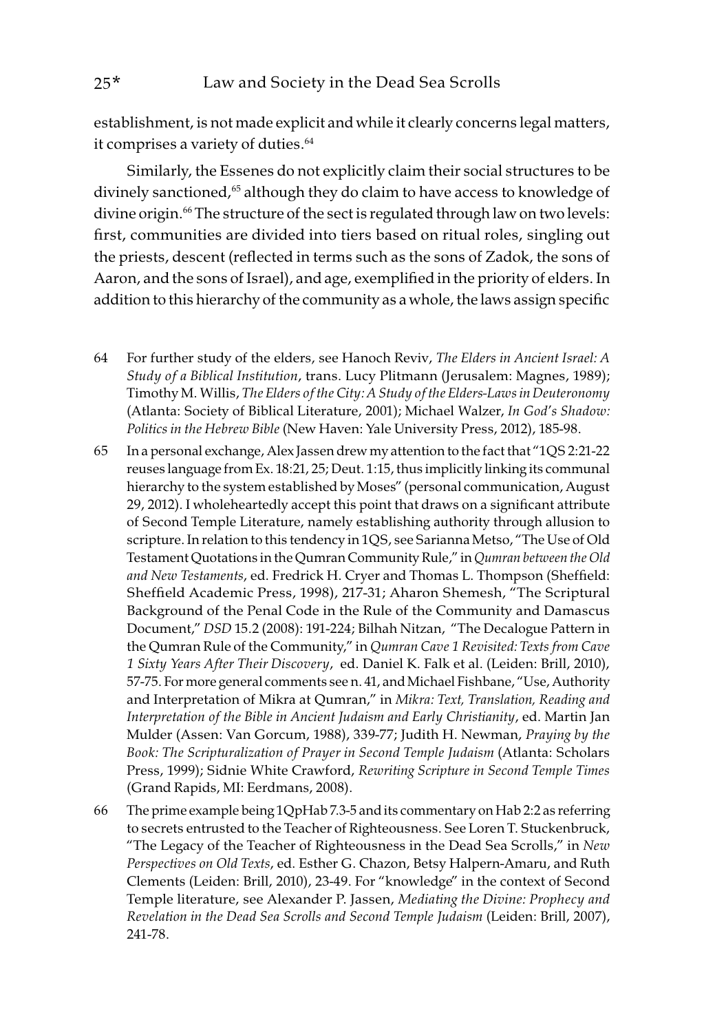establishment, is not made explicit and while it clearly concerns legal matters, it comprises a variety of duties.[64]

Similarly, the Essenes do not explicitly claim their social structures to be divinely sanctioned,[65] although they do claim to have access to knowledge of divine origin.[66] The structure of the sect is regulated through law on two levels: first, communities are divided into tiers based on ritual roles, singling out the priests, descent (reflected in terms such as the sons of Zadok, the sons of Aaron, and the sons of Israel), and age, exemplified in the priority of elders. In addition to this hierarchy of the community as a whole, the laws assign specific

---

64 For further study of the elders, see Hanoch Reviv, *The Elders in Ancient Israel: A Study of a Biblical Institution*, trans. Lucy Plitmann (Jerusalem: Magnes, 1989); Timothy M. Willis, *The Elders of the City: A Study of the Elders-Laws in Deuteronomy* (Atlanta: Society of Biblical Literature, 2001); Michael Walzer, *In God's Shadow: Politics in the Hebrew Bible* (New Haven: Yale University Press, 2012), 185-98.

65 In a personal exchange, Alex Jassen drew my attention to the fact that "1QS 2:21-22 reuses language from Ex. 18:21, 25; Deut. 1:15, thus implicitly linking its communal hierarchy to the system established by Moses" (personal communication, August 29, 2012). I wholeheartedly accept this point that draws on a significant attribute of Second Temple Literature, namely establishing authority through allusion to scripture. In relation to this tendency in 1QS, see Sarianna Metso, "The Use of Old Testament Quotations in the Qumran Community Rule," in *Qumran between the Old and New Testaments*, ed. Fredrick H. Cryer and Thomas L. Thompson (Sheffield: Sheffield Academic Press, 1998), 217-31; Aharon Shemesh, "The Scriptural Background of the Penal Code in the Rule of the Community and Damascus Document," *DSD* 15.2 (2008): 191-224; Bilhah Nitzan, "The Decalogue Pattern in the Qumran Rule of the Community," in *Qumran Cave 1 Revisited: Texts from Cave 1 Sixty Years After Their Discovery*, ed. Daniel K. Falk et al. (Leiden: Brill, 2010), 57-75. For more general comments see n. 41, and Michael Fishbane, "Use, Authority and Interpretation of Mikra at Qumran," in *Mikra: Text, Translation, Reading and Interpretation of the Bible in Ancient Judaism and Early Christianity*, ed. Martin Jan Mulder (Assen: Van Gorcum, 1988), 339-77; Judith H. Newman, *Praying by the Book: The Scripturalization of Prayer in Second Temple Judaism* (Atlanta: Scholars Press, 1999); Sidnie White Crawford, *Rewriting Scripture in Second Temple Times* (Grand Rapids, MI: Eerdmans, 2008).

66 The prime example being 1QpHab 7.3-5 and its commentary on Hab 2:2 as referring to secrets entrusted to the Teacher of Righteousness. See Loren T. Stuckenbruck, "The Legacy of the Teacher of Righteousness in the Dead Sea Scrolls," in *New Perspectives on Old Texts*, ed. Esther G. Chazon, Betsy Halpern-Amaru, and Ruth Clements (Leiden: Brill, 2010), 23-49. For "knowledge" in the context of Second Temple literature, see Alexander P. Jassen, *Mediating the Divine: Prophecy and Revelation in the Dead Sea Scrolls and Second Temple Judaism* (Leiden: Brill, 2007), 241-78.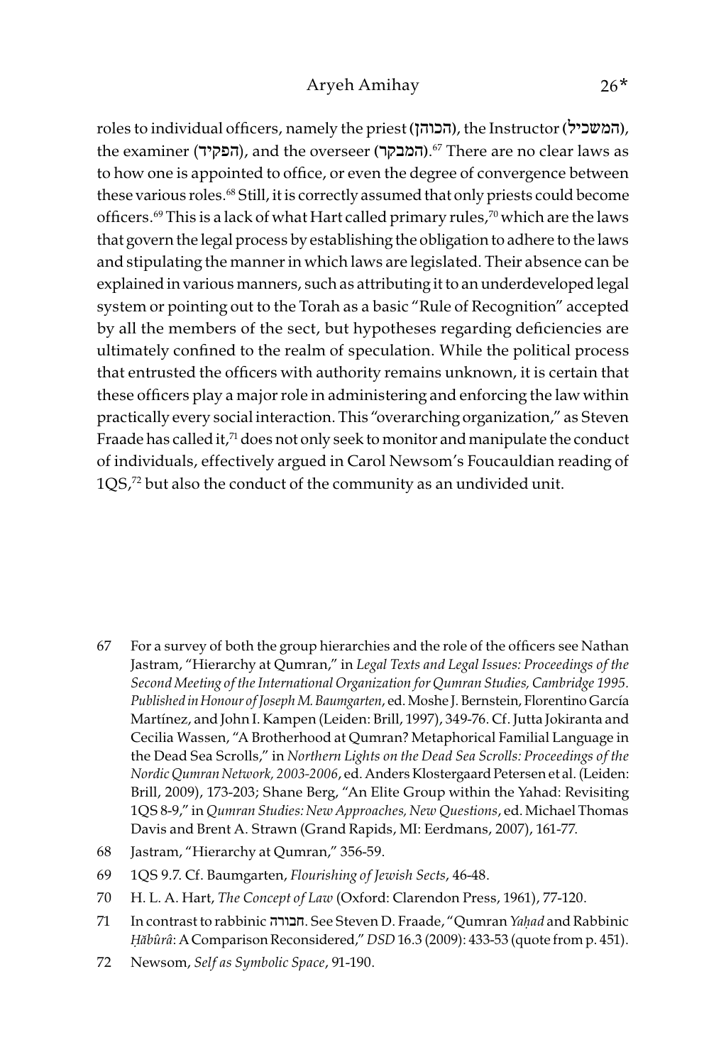roles to individual officers, namely the priest (הכוהן), the Instructor (המשכיל), the examiner (הפקיד), and the overseer (המבקר).[67] There are no clear laws as to how one is appointed to office, or even the degree of convergence between these various roles.[68] Still, it is correctly assumed that only priests could become officers.[69] This is a lack of what Hart called primary rules,[70] which are the laws that govern the legal process by establishing the obligation to adhere to the laws and stipulating the manner in which laws are legislated. Their absence can be explained in various manners, such as attributing it to an underdeveloped legal system or pointing out to the Torah as a basic "Rule of Recognition" accepted by all the members of the sect, but hypotheses regarding deficiencies are ultimately confined to the realm of speculation. While the political process that entrusted the officers with authority remains unknown, it is certain that these officers play a major role in administering and enforcing the law within practically every social interaction. This "overarching organization," as Steven Fraade has called it,[71] does not only seek to monitor and manipulate the conduct of individuals, effectively argued in Carol Newsom's Foucauldian reading of 1QS,[72] but also the conduct of the community as an undivided unit.

---

67 For a survey of both the group hierarchies and the role of the officers see Nathan Jastram, "Hierarchy at Qumran," in *Legal Texts and Legal Issues: Proceedings of the Second Meeting of the International Organization for Qumran Studies, Cambridge 1995. Published in Honour of Joseph M. Baumgarten*, ed. Moshe J. Bernstein, Florentino García Martínez, and John I. Kampen (Leiden: Brill, 1997), 349-76. Cf. Jutta Jokiranta and Cecilia Wassen, "A Brotherhood at Qumran? Metaphorical Familial Language in the Dead Sea Scrolls," in *Northern Lights on the Dead Sea Scrolls: Proceedings of the Nordic Qumran Network, 2003-2006*, ed. Anders Klostergaard Petersen et al. (Leiden: Brill, 2009), 173-203; Shane Berg, "An Elite Group within the Yahad: Revisiting 1QS 8-9," in *Qumran Studies: New Approaches, New Questions*, ed. Michael Thomas Davis and Brent A. Strawn (Grand Rapids, MI: Eerdmans, 2007), 161-77.

68 Jastram, "Hierarchy at Qumran," 356-59.

69 1QS 9.7. Cf. Baumgarten, *Flourishing of Jewish Sects*, 46-48.

70 H. L. A. Hart, *The Concept of Law* (Oxford: Clarendon Press, 1961), 77-120.

71 In contrast to rabbinic חבורה. See Steven D. Fraade, "Qumran *Yaḥad* and Rabbinic *Ḥăbûrâ*: A Comparison Reconsidered," *DSD* 16.3 (2009): 433-53 (quote from p. 451).

72 Newsom, *Self as Symbolic Space*, 91-190.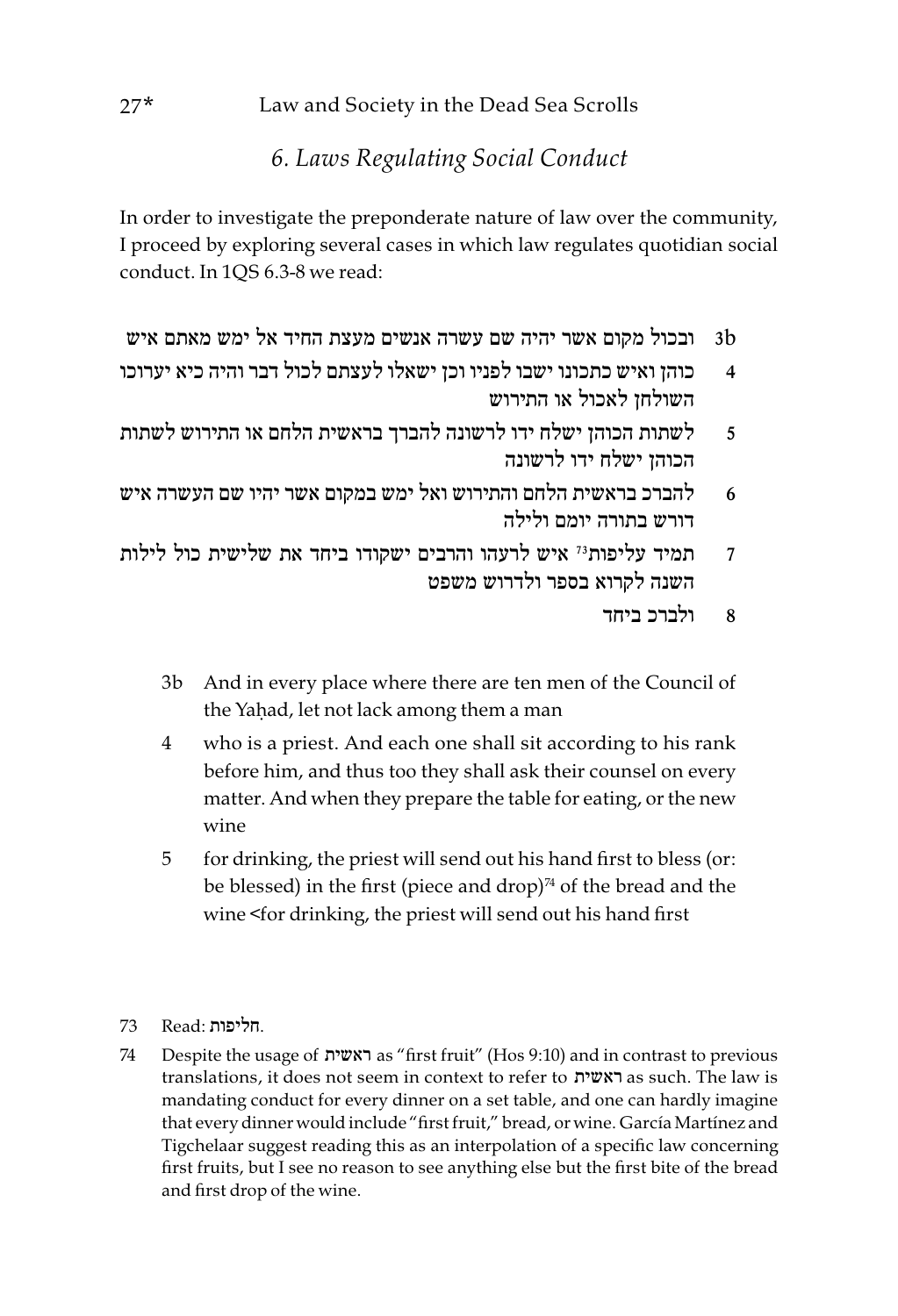## *6. Laws Regulating Social Conduct*

In order to investigate the preponderate nature of law over the community, I proceed by exploring several cases in which law regulates quotidian social conduct. In 1QS 6.3-8 we read:

3b ובכול מקום אשר יהיה שם עשרה אנשים מעצת החיד אל ימש מאתם איש

4 כוהן ואיש כתכונו ישבו לפניו וכן ישאלו לעצתם לכול דבר והיה כיא יערוכו השולחן לאכול או התירוש

5 לשתות הכוהן ישלח ידו לרשונה להברך בראשית הלחם או התירוש לשתות הכוהן ישלח ידו לרשונה

6 להברכ בראשית הלחם והתירוש ואל ימש במקום אשר יהיו שם העשרה איש דורש בתורה יומם ולילה

7 תמיד עליפות[73] איש לרעהו והרבים ישקודו ביחד את שלישית כול לילות השנה לקרוא בספר ולדרוש משפט

8 ולברכ ביחד

3b And in every place where there are ten men of the Council of the Yaḥad, let not lack among them a man

4 who is a priest. And each one shall sit according to his rank before him, and thus too they shall ask their counsel on every matter. And when they prepare the table for eating, or the new wine

5 for drinking, the priest will send out his hand first to bless (or: be blessed) in the first (piece and drop)[74] of the bread and the wine <for drinking, the priest will send out his hand first

---

73 Read: חליפות.

74 Despite the usage of ראשית as "first fruit" (Hos 9:10) and in contrast to previous translations, it does not seem in context to refer to ראשית as such. The law is mandating conduct for every dinner on a set table, and one can hardly imagine that every dinner would include "first fruit," bread, or wine. García Martínez and Tigchelaar suggest reading this as an interpolation of a specific law concerning first fruits, but I see no reason to see anything else but the first bite of the bread and first drop of the wine.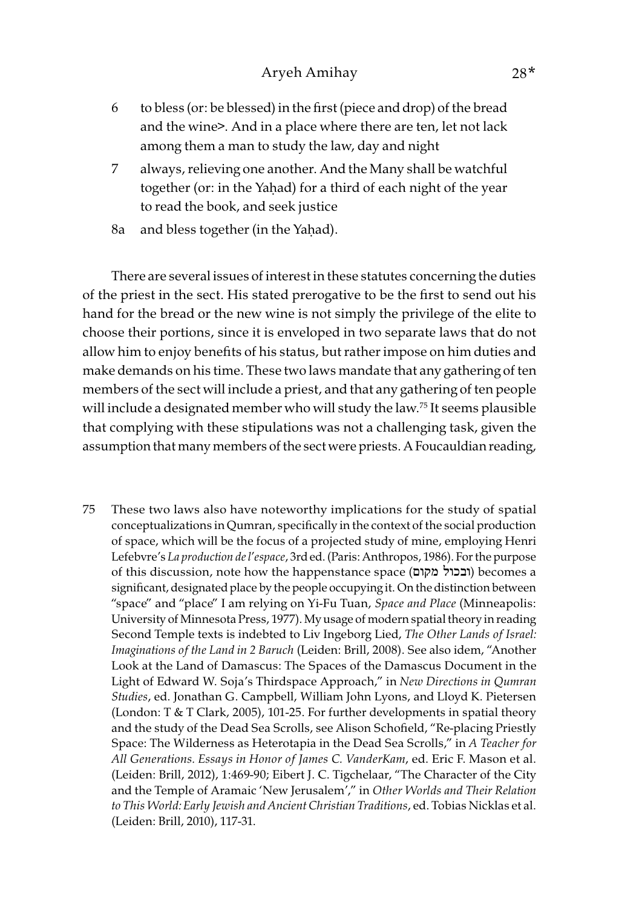6 to bless (or: be blessed) in the first (piece and drop) of the bread and the wine>. And in a place where there are ten, let not lack among them a man to study the law, day and night

7 always, relieving one another. And the Many shall be watchful together (or: in the Yaḥad) for a third of each night of the year to read the book, and seek justice

8a and bless together (in the Yaḥad).

There are several issues of interest in these statutes concerning the duties of the priest in the sect. His stated prerogative to be the first to send out his hand for the bread or the new wine is not simply the privilege of the elite to choose their portions, since it is enveloped in two separate laws that do not allow him to enjoy benefits of his status, but rather impose on him duties and make demands on his time. These two laws mandate that any gathering of ten members of the sect will include a priest, and that any gathering of ten people will include a designated member who will study the law.[75] It seems plausible that complying with these stipulations was not a challenging task, given the assumption that many members of the sect were priests. A Foucauldian reading,

75 These two laws also have noteworthy implications for the study of spatial conceptualizations in Qumran, specifically in the context of the social production of space, which will be the focus of a projected study of mine, employing Henri Lefebvre's *La production de l'espace*, 3rd ed. (Paris: Anthropos, 1986). For the purpose of this discussion, note how the happenstance space (ובכול מקום) becomes a significant, designated place by the people occupying it. On the distinction between "space" and "place" I am relying on Yi-Fu Tuan, *Space and Place* (Minneapolis: University of Minnesota Press, 1977). My usage of modern spatial theory in reading Second Temple texts is indebted to Liv Ingeborg Lied, *The Other Lands of Israel: Imaginations of the Land in 2 Baruch* (Leiden: Brill, 2008). See also idem, "Another Look at the Land of Damascus: The Spaces of the Damascus Document in the Light of Edward W. Soja's Thirdspace Approach," in *New Directions in Qumran Studies*, ed. Jonathan G. Campbell, William John Lyons, and Lloyd K. Pietersen (London: T & T Clark, 2005), 101-25. For further developments in spatial theory and the study of the Dead Sea Scrolls, see Alison Schofield, "Re-placing Priestly Space: The Wilderness as Heterotapia in the Dead Sea Scrolls," in *A Teacher for All Generations. Essays in Honor of James C. VanderKam*, ed. Eric F. Mason et al. (Leiden: Brill, 2012), 1:469-90; Eibert J. C. Tigchelaar, "The Character of the City and the Temple of Aramaic 'New Jerusalem'," in *Other Worlds and Their Relation to This World: Early Jewish and Ancient Christian Traditions*, ed. Tobias Nicklas et al. (Leiden: Brill, 2010), 117-31.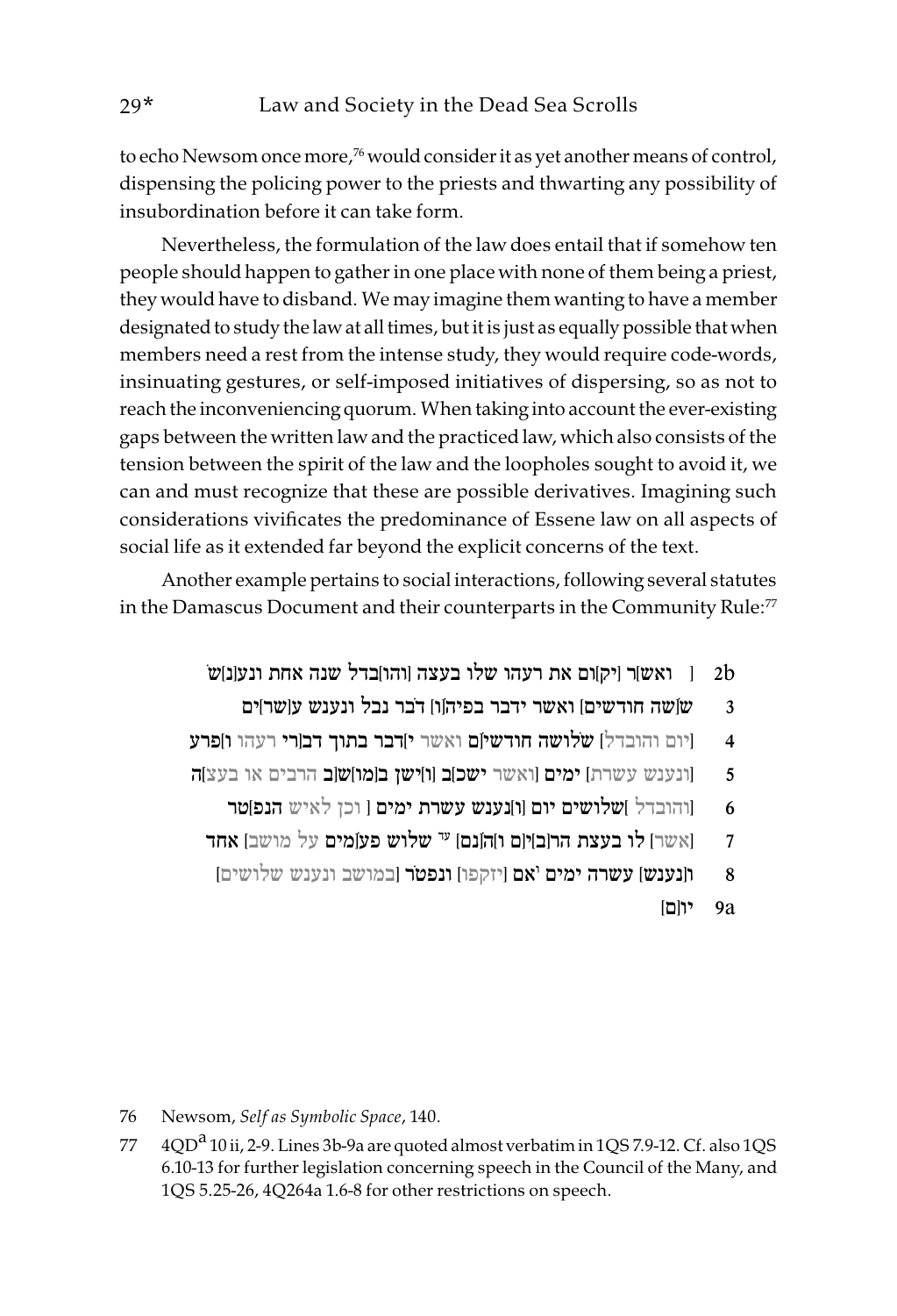to echo Newsom once more,[76] would consider it as yet another means of control, dispensing the policing power to the priests and thwarting any possibility of insubordination before it can take form.

Nevertheless, the formulation of the law does entail that if somehow ten people should happen to gather in one place with none of them being a priest, they would have to disband. We may imagine them wanting to have a member designated to study the law at all times, but it is just as equally possible that when members need a rest from the intense study, they would require code-words, insinuating gestures, or self-imposed initiatives of dispersing, so as not to reach the inconveniencing quorum. When taking into account the ever-existing gaps between the written law and the practiced law, which also consists of the tension between the spirit of the law and the loopholes sought to avoid it, we can and must recognize that these are possible derivatives. Imagining such considerations vivificates the predominance of Essene law on all aspects of social life as it extended far beyond the explicit concerns of the text.

Another example pertains to social interactions, following several statutes in the Damascus Document and their counterparts in the Community Rule:[77]

2b ] ואש]ר [יק]ום את רעהו שלו בעצה [והו]בדל שנה אחת ונע[נ]ש

3 ש]ש]ה חודשים] ואשר ידבר בפיה[ו] דבר נבל ונענש ע[שר]ים

4 [יום והובדל] שלושה חודשי]ם ואשר י]דבר בתוך דב[רי רעהו ו]פרע

5 [ונענש עשרת] ימים [ואשר ישכ]ב [ו]ישן ב[מו]ש]ב הרבים או בעצ]ה

6 [והובדל ]שלושים יום [ו]נענש עשרת ימים [ וכן לאיש הנפ]טר

7 [אשר] לו בעצת הר[ב]י]ם ו[ה]נם] עד שלוש פע]מים על מושב] אחד

8 ו]נענש] עשרה ימים אם [יזקפו] ונפטר [במושב ונענש שלושים]

9a יו]ם]

76 Newsom, *Self as Symbolic Space*, 140.

77 4QD[a] 10 ii, 2-9. Lines 3b-9a are quoted almost verbatim in 1QS 7.9-12. Cf. also 1QS 6.10-13 for further legislation concerning speech in the Council of the Many, and 1QS 5.25-26, 4Q264a 1.6-8 for other restrictions on speech.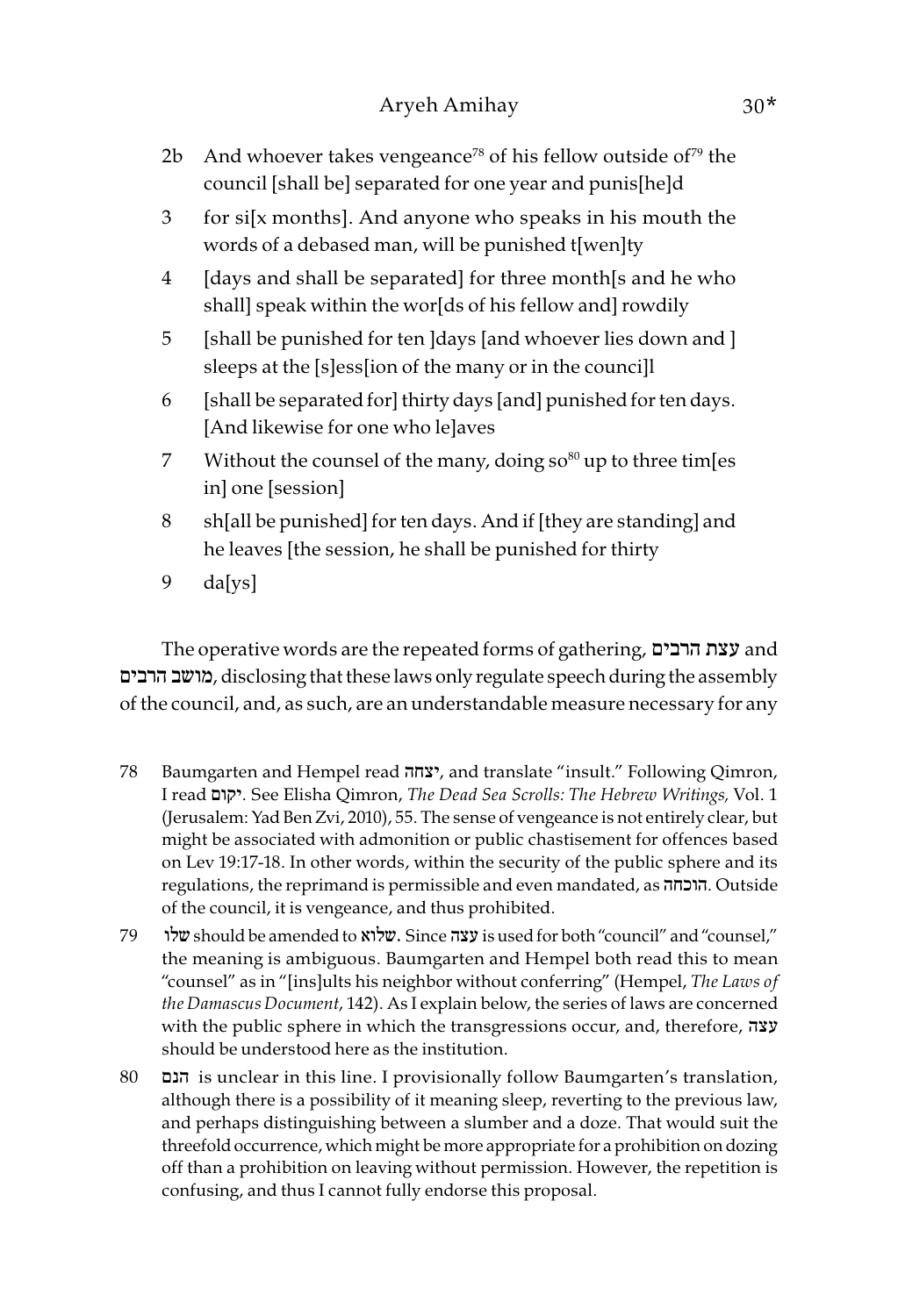2b And whoever takes vengeance[78] of his fellow outside of[79] the council [shall be] separated for one year and punis[he]d

3 for si[x months]. And anyone who speaks in his mouth the words of a debased man, will be punished t[wen]ty

4 [days and shall be separated] for three month[s and he who shall] speak within the wor[ds of his fellow and] rowdily

5 [shall be punished for ten ]days [and whoever lies down and ] sleeps at the [s]ess[ion of the many or in the counci]l

6 [shall be separated for] thirty days [and] punished for ten days. [And likewise for one who le]aves

7 Without the counsel of the many, doing so[80] up to three tim[es in] one [session]

8 sh[all be punished] for ten days. And if [they are standing] and he leaves [the session, he shall be punished for thirty

9 da[ys]

The operative words are the repeated forms of gathering, עצת הרבים and מושב הרבים, disclosing that these laws only regulate speech during the assembly of the council, and, as such, are an understandable measure necessary for any

78 Baumgarten and Hempel read יצחה, and translate "insult." Following Qimron, I read יקום. See Elisha Qimron, *The Dead Sea Scrolls: The Hebrew Writings,* Vol. 1 (Jerusalem: Yad Ben Zvi, 2010), 55. The sense of vengeance is not entirely clear, but might be associated with admonition or public chastisement for offences based on Lev 19:17-18. In other words, within the security of the public sphere and its regulations, the reprimand is permissible and even mandated, as הוכחה. Outside of the council, it is vengeance, and thus prohibited.

79 שלו should be amended to שלוא. Since עצה is used for both "council" and "counsel," the meaning is ambiguous. Baumgarten and Hempel both read this to mean "counsel" as in "[ins]ults his neighbor without conferring" (Hempel, *The Laws of the Damascus Document*, 142). As I explain below, the series of laws are concerned with the public sphere in which the transgressions occur, and, therefore, עצה should be understood here as the institution.

80 הנם is unclear in this line. I provisionally follow Baumgarten's translation, although there is a possibility of it meaning sleep, reverting to the previous law, and perhaps distinguishing between a slumber and a doze. That would suit the threefold occurrence, which might be more appropriate for a prohibition on dozing off than a prohibition on leaving without permission. However, the repetition is confusing, and thus I cannot fully endorse this proposal.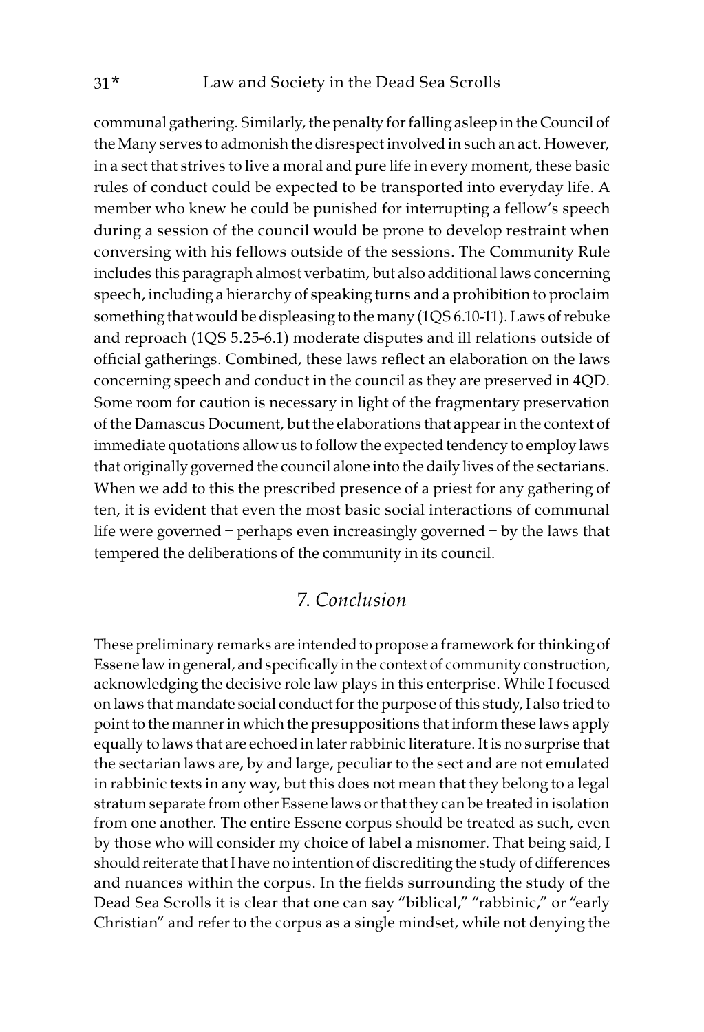communal gathering. Similarly, the penalty for falling asleep in the Council of the Many serves to admonish the disrespect involved in such an act. However, in a sect that strives to live a moral and pure life in every moment, these basic rules of conduct could be expected to be transported into everyday life. A member who knew he could be punished for interrupting a fellow's speech during a session of the council would be prone to develop restraint when conversing with his fellows outside of the sessions. The Community Rule includes this paragraph almost verbatim, but also additional laws concerning speech, including a hierarchy of speaking turns and a prohibition to proclaim something that would be displeasing to the many (1QS 6.10-11). Laws of rebuke and reproach (1QS 5.25-6.1) moderate disputes and ill relations outside of official gatherings. Combined, these laws reflect an elaboration on the laws concerning speech and conduct in the council as they are preserved in 4QD. Some room for caution is necessary in light of the fragmentary preservation of the Damascus Document, but the elaborations that appear in the context of immediate quotations allow us to follow the expected tendency to employ laws that originally governed the council alone into the daily lives of the sectarians. When we add to this the prescribed presence of a priest for any gathering of ten, it is evident that even the most basic social interactions of communal life were governed – perhaps even increasingly governed – by the laws that tempered the deliberations of the community in its council.

## 7. *Conclusion*

These preliminary remarks are intended to propose a framework for thinking of Essene law in general, and specifically in the context of community construction, acknowledging the decisive role law plays in this enterprise. While I focused on laws that mandate social conduct for the purpose of this study, I also tried to point to the manner in which the presuppositions that inform these laws apply equally to laws that are echoed in later rabbinic literature. It is no surprise that the sectarian laws are, by and large, peculiar to the sect and are not emulated in rabbinic texts in any way, but this does not mean that they belong to a legal stratum separate from other Essene laws or that they can be treated in isolation from one another. The entire Essene corpus should be treated as such, even by those who will consider my choice of label a misnomer. That being said, I should reiterate that I have no intention of discrediting the study of differences and nuances within the corpus. In the fields surrounding the study of the Dead Sea Scrolls it is clear that one can say "biblical," "rabbinic," or "early Christian" and refer to the corpus as a single mindset, while not denying the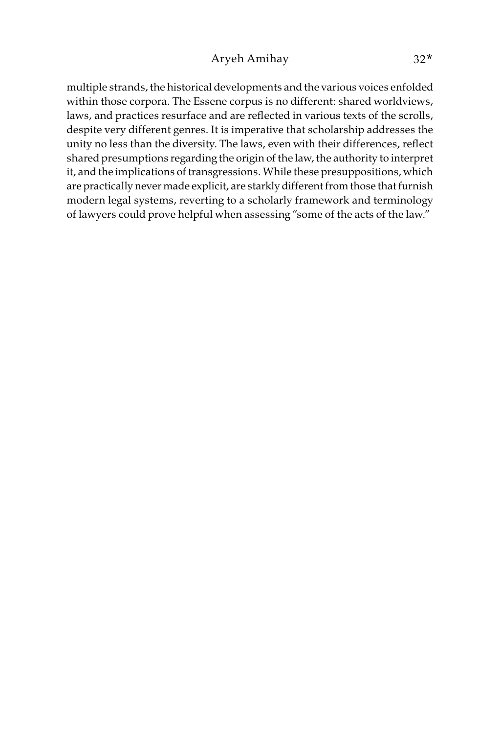multiple strands, the historical developments and the various voices enfolded within those corpora. The Essene corpus is no different: shared worldviews, laws, and practices resurface and are reflected in various texts of the scrolls, despite very different genres. It is imperative that scholarship addresses the unity no less than the diversity. The laws, even with their differences, reflect shared presumptions regarding the origin of the law, the authority to interpret it, and the implications of transgressions. While these presuppositions, which are practically never made explicit, are starkly different from those that furnish modern legal systems, reverting to a scholarly framework and terminology of lawyers could prove helpful when assessing "some of the acts of the law."